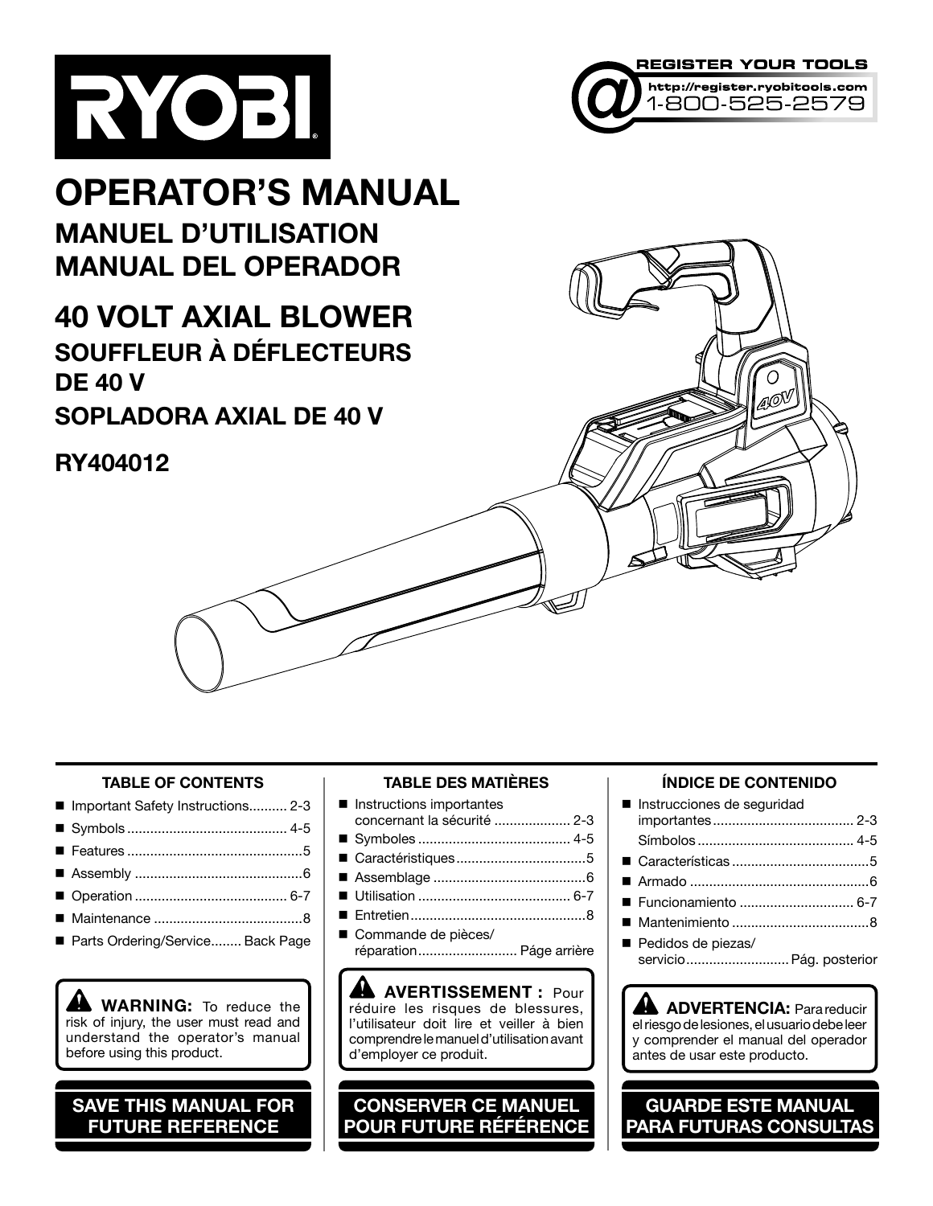# RYOBI

REGISTER YOUR TOOLS
http://register.ryobitools.com
1-800-525-2579

# OPERATOR'S MANUAL
## MANUEL D'UTILISATION
## MANUAL DEL OPERADOR

# 40 VOLT AXIAL BLOWER
## SOUFFLEUR À DÉFLECTEURS DE 40 V
## SOPLADORA AXIAL DE 40 V

## RY404012

### TABLE OF CONTENTS

- Important Safety Instructions.......... 2-3
- Symbols ......................................... 4-5
- Features .............................................5
- Assembly ...........................................6
- Operation ....................................... 6-7
- Maintenance ......................................8
- Parts Ordering/Service........ Back Page

**WARNING:** To reduce the risk of injury, the user must read and understand the operator's manual before using this product.

**SAVE THIS MANUAL FOR FUTURE REFERENCE**

### TABLE DES MATIÈRES

- Instructions importantes concernant la sécurité .................... 2-3
- Symboles ....................................... 4-5
- Caractéristiques .................................5
- Assemblage .......................................6
- Utilisation ....................................... 6-7
- Entretien.............................................8
- Commande de pièces/réparation.......................... Páge arrière

**AVERTISSEMENT :** Pour réduire les risques de blessures, l'utilisateur doit lire et veiller à bien comprendre le manuel d'utilisation avant d'employer ce produit.

**CONSERVER CE MANUEL POUR FUTURE RÉFÉRENCE**

### ÍNDICE DE CONTENIDO

- Instrucciones de seguridad importantes..................................... 2-3
  Símbolos ......................................... 4-5
- Características ....................................5
- Armado ...............................................6
- Funcionamiento .............................. 6-7
- Mantenimiento ....................................8
- Pedidos de piezas/servicio........................... Pág. posterior

**ADVERTENCIA:** Para reducir el riesgo de lesiones, el usuario debe leer y comprender el manual del operador antes de usar este producto.

**GUARDE ESTE MANUAL PARA FUTURAS CONSULTAS**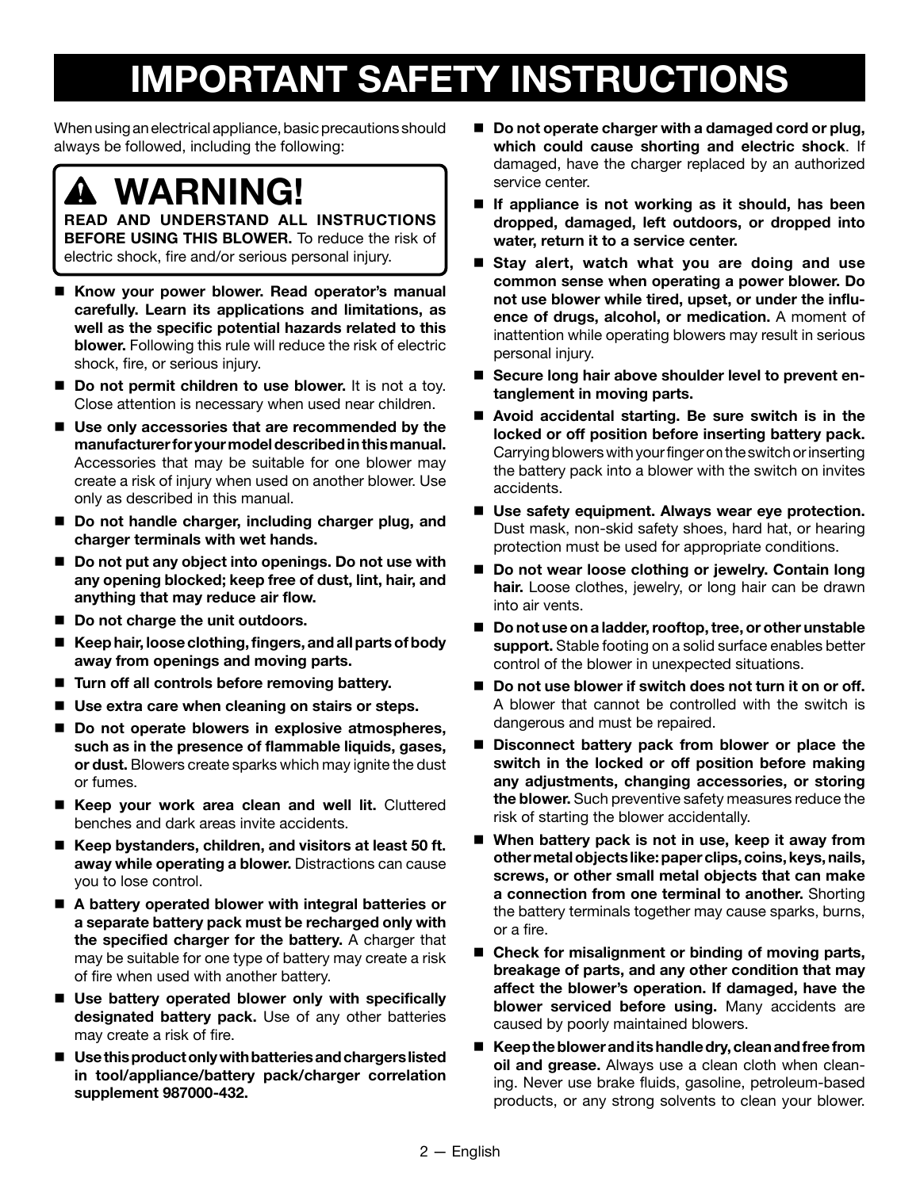# IMPORTANT SAFETY INSTRUCTIONS

When using an electrical appliance, basic precautions should always be followed, including the following:

> ⚠ **WARNING!**
>
> **READ AND UNDERSTAND ALL INSTRUCTIONS BEFORE USING THIS BLOWER.** To reduce the risk of electric shock, fire and/or serious personal injury.

- **Know your power blower. Read operator's manual carefully. Learn its applications and limitations, as well as the specific potential hazards related to this blower.** Following this rule will reduce the risk of electric shock, fire, or serious injury.
- **Do not permit children to use blower.** It is not a toy. Close attention is necessary when used near children.
- **Use only accessories that are recommended by the manufacturer for your model described in this manual.** Accessories that may be suitable for one blower may create a risk of injury when used on another blower. Use only as described in this manual.
- **Do not handle charger, including charger plug, and charger terminals with wet hands.**
- **Do not put any object into openings. Do not use with any opening blocked; keep free of dust, lint, hair, and anything that may reduce air flow.**
- **Do not charge the unit outdoors.**
- **Keep hair, loose clothing, fingers, and all parts of body away from openings and moving parts.**
- **Turn off all controls before removing battery.**
- **Use extra care when cleaning on stairs or steps.**
- **Do not operate blowers in explosive atmospheres, such as in the presence of flammable liquids, gases, or dust.** Blowers create sparks which may ignite the dust or fumes.
- **Keep your work area clean and well lit.** Cluttered benches and dark areas invite accidents.
- **Keep bystanders, children, and visitors at least 50 ft. away while operating a blower.** Distractions can cause you to lose control.
- **A battery operated blower with integral batteries or a separate battery pack must be recharged only with the specified charger for the battery.** A charger that may be suitable for one type of battery may create a risk of fire when used with another battery.
- **Use battery operated blower only with specifically designated battery pack.** Use of any other batteries may create a risk of fire.
- **Use this product only with batteries and chargers listed in tool/appliance/battery pack/charger correlation supplement 987000-432.**
- **Do not operate charger with a damaged cord or plug, which could cause shorting and electric shock**. If damaged, have the charger replaced by an authorized service center.
- **If appliance is not working as it should, has been dropped, damaged, left outdoors, or dropped into water, return it to a service center.**
- **Stay alert, watch what you are doing and use common sense when operating a power blower. Do not use blower while tired, upset, or under the influence of drugs, alcohol, or medication.** A moment of inattention while operating blowers may result in serious personal injury.
- **Secure long hair above shoulder level to prevent entanglement in moving parts.**
- **Avoid accidental starting. Be sure switch is in the locked or off position before inserting battery pack.** Carrying blowers with your finger on the switch or inserting the battery pack into a blower with the switch on invites accidents.
- **Use safety equipment. Always wear eye protection.** Dust mask, non-skid safety shoes, hard hat, or hearing protection must be used for appropriate conditions.
- **Do not wear loose clothing or jewelry. Contain long hair.** Loose clothes, jewelry, or long hair can be drawn into air vents.
- **Do not use on a ladder, rooftop, tree, or other unstable support.** Stable footing on a solid surface enables better control of the blower in unexpected situations.
- **Do not use blower if switch does not turn it on or off.** A blower that cannot be controlled with the switch is dangerous and must be repaired.
- **Disconnect battery pack from blower or place the switch in the locked or off position before making any adjustments, changing accessories, or storing the blower.** Such preventive safety measures reduce the risk of starting the blower accidentally.
- **When battery pack is not in use, keep it away from other metal objects like: paper clips, coins, keys, nails, screws, or other small metal objects that can make a connection from one terminal to another.** Shorting the battery terminals together may cause sparks, burns, or a fire.
- **Check for misalignment or binding of moving parts, breakage of parts, and any other condition that may affect the blower's operation. If damaged, have the blower serviced before using.** Many accidents are caused by poorly maintained blowers.
- **Keep the blower and its handle dry, clean and free from oil and grease.** Always use a clean cloth when cleaning. Never use brake fluids, gasoline, petroleum-based products, or any strong solvents to clean your blower.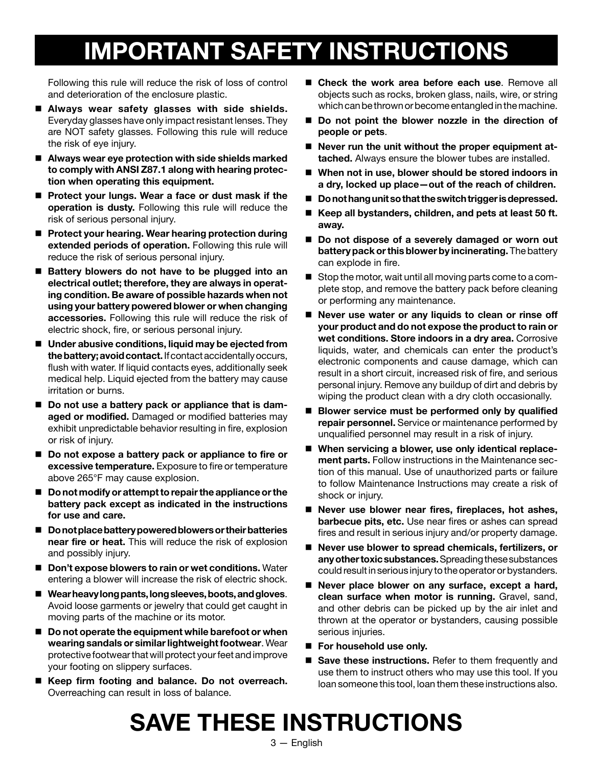# IMPORTANT SAFETY INSTRUCTIONS

Following this rule will reduce the risk of loss of control and deterioration of the enclosure plastic.

- **Always wear safety glasses with side shields.** Everyday glasses have only impact resistant lenses. They are NOT safety glasses. Following this rule will reduce the risk of eye injury.
- **Always wear eye protection with side shields marked to comply with ANSI Z87.1 along with hearing protection when operating this equipment.**
- **Protect your lungs. Wear a face or dust mask if the operation is dusty.** Following this rule will reduce the risk of serious personal injury.
- **Protect your hearing. Wear hearing protection during extended periods of operation.** Following this rule will reduce the risk of serious personal injury.
- **Battery blowers do not have to be plugged into an electrical outlet; therefore, they are always in operating condition. Be aware of possible hazards when not using your battery powered blower or when changing accessories.** Following this rule will reduce the risk of electric shock, fire, or serious personal injury.
- **Under abusive conditions, liquid may be ejected from the battery; avoid contact.** If contact accidentally occurs, flush with water. If liquid contacts eyes, additionally seek medical help. Liquid ejected from the battery may cause irritation or burns.
- **Do not use a battery pack or appliance that is damaged or modified.** Damaged or modified batteries may exhibit unpredictable behavior resulting in fire, explosion or risk of injury.
- **Do not expose a battery pack or appliance to fire or excessive temperature.** Exposure to fire or temperature above 265°F may cause explosion.
- **Do not modify or attempt to repair the appliance or the battery pack except as indicated in the instructions for use and care.**
- **Do not place battery powered blowers or their batteries near fire or heat.** This will reduce the risk of explosion and possibly injury.
- **Don't expose blowers to rain or wet conditions.** Water entering a blower will increase the risk of electric shock.
- **Wear heavy long pants, long sleeves, boots, and gloves**. Avoid loose garments or jewelry that could get caught in moving parts of the machine or its motor.
- **Do not operate the equipment while barefoot or when wearing sandals or similar lightweight footwear**. Wear protective footwear that will protect your feet and improve your footing on slippery surfaces.
- **Keep firm footing and balance. Do not overreach.** Overreaching can result in loss of balance.
- **Check the work area before each use**. Remove all objects such as rocks, broken glass, nails, wire, or string which can be thrown or become entangled in the machine.
- **Do not point the blower nozzle in the direction of people or pets**.
- **Never run the unit without the proper equipment attached.** Always ensure the blower tubes are installed.
- **When not in use, blower should be stored indoors in a dry, locked up place—out of the reach of children.**
- **Do not hang unit so that the switch trigger is depressed.**
- **Keep all bystanders, children, and pets at least 50 ft. away.**
- **Do not dispose of a severely damaged or worn out battery pack or this blower by incinerating.** The battery can explode in fire.
- Stop the motor, wait until all moving parts come to a complete stop, and remove the battery pack before cleaning or performing any maintenance.
- **Never use water or any liquids to clean or rinse off your product and do not expose the product to rain or wet conditions. Store indoors in a dry area.** Corrosive liquids, water, and chemicals can enter the product's electronic components and cause damage, which can result in a short circuit, increased risk of fire, and serious personal injury. Remove any buildup of dirt and debris by wiping the product clean with a dry cloth occasionally.
- **Blower service must be performed only by qualified repair personnel.** Service or maintenance performed by unqualified personnel may result in a risk of injury.
- **When servicing a blower, use only identical replacement parts.** Follow instructions in the Maintenance section of this manual. Use of unauthorized parts or failure to follow Maintenance Instructions may create a risk of shock or injury.
- **Never use blower near fires, fireplaces, hot ashes, barbecue pits, etc.** Use near fires or ashes can spread fires and result in serious injury and/or property damage.
- **Never use blower to spread chemicals, fertilizers, or any other toxic substances.** Spreading these substances could result in serious injury to the operator or bystanders.
- **Never place blower on any surface, except a hard, clean surface when motor is running.** Gravel, sand, and other debris can be picked up by the air inlet and thrown at the operator or bystanders, causing possible serious injuries.
- **For household use only.**
- **Save these instructions.** Refer to them frequently and use them to instruct others who may use this tool. If you loan someone this tool, loan them these instructions also.

# SAVE THESE INSTRUCTIONS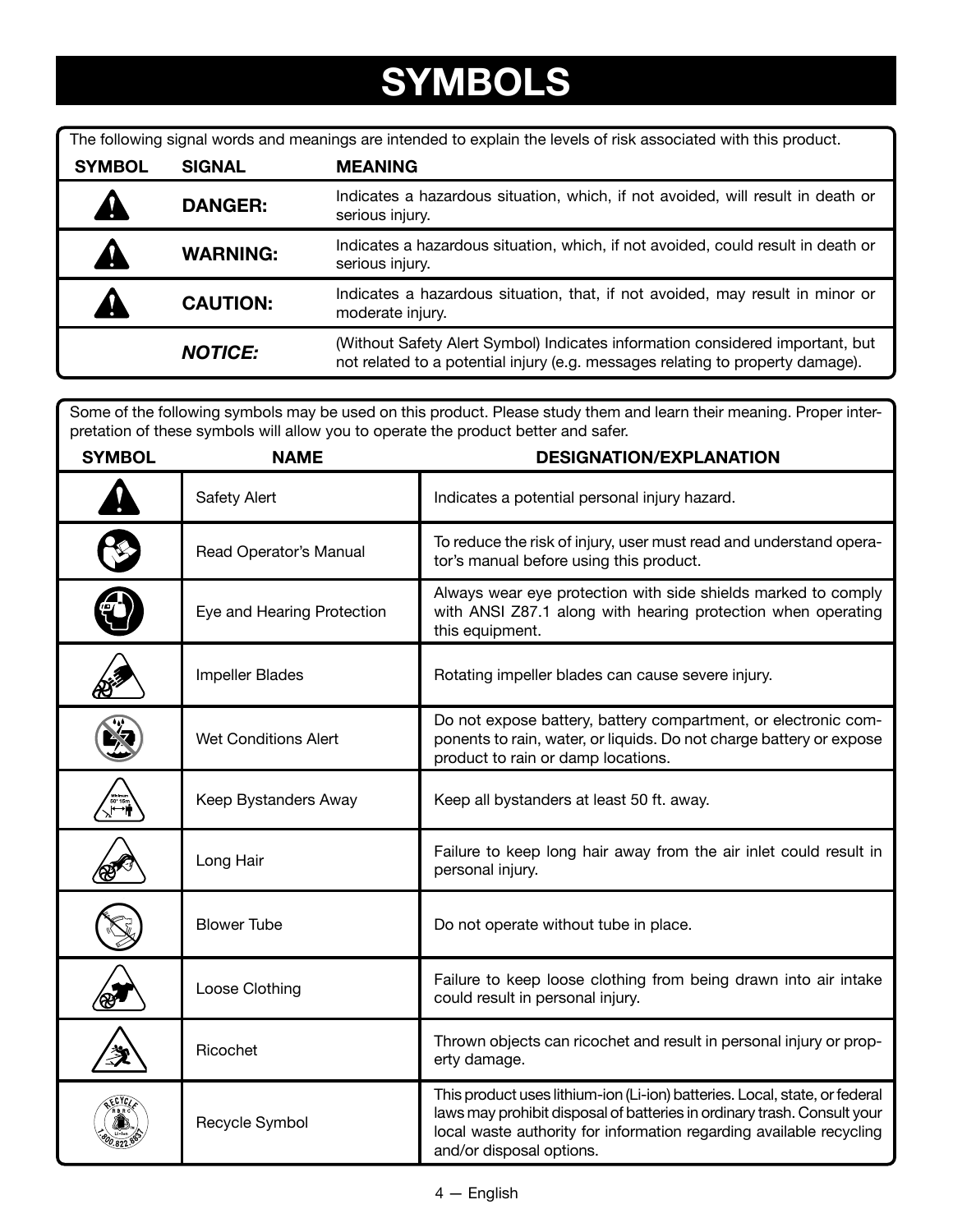# SYMBOLS

The following signal words and meanings are intended to explain the levels of risk associated with this product.

| SYMBOL | SIGNAL | MEANING |
|---|---|---|
| | **DANGER:** | Indicates a hazardous situation, which, if not avoided, will result in death or serious injury. |
| | **WARNING:** | Indicates a hazardous situation, which, if not avoided, could result in death or serious injury. |
| | **CAUTION:** | Indicates a hazardous situation, that, if not avoided, may result in minor or moderate injury. |
| | ***NOTICE:*** | (Without Safety Alert Symbol) Indicates information considered important, but not related to a potential injury (e.g. messages relating to property damage). |

Some of the following symbols may be used on this product. Please study them and learn their meaning. Proper interpretation of these symbols will allow you to operate the product better and safer.

| SYMBOL | NAME | DESIGNATION/EXPLANATION |
|---|---|---|
| | Safety Alert | Indicates a potential personal injury hazard. |
| | Read Operator's Manual | To reduce the risk of injury, user must read and understand operator's manual before using this product. |
| | Eye and Hearing Protection | Always wear eye protection with side shields marked to comply with ANSI Z87.1 along with hearing protection when operating this equipment. |
| | Impeller Blades | Rotating impeller blades can cause severe injury. |
| | Wet Conditions Alert | Do not expose battery, battery compartment, or electronic components to rain, water, or liquids. Do not charge battery or expose product to rain or damp locations. |
| | Keep Bystanders Away | Keep all bystanders at least 50 ft. away. |
| | Long Hair | Failure to keep long hair away from the air inlet could result in personal injury. |
| | Blower Tube | Do not operate without tube in place. |
| | Loose Clothing | Failure to keep loose clothing from being drawn into air intake could result in personal injury. |
| | Ricochet | Thrown objects can ricochet and result in personal injury or property damage. |
| | Recycle Symbol | This product uses lithium-ion (Li-ion) batteries. Local, state, or federal laws may prohibit disposal of batteries in ordinary trash. Consult your local waste authority for information regarding available recycling and/or disposal options. |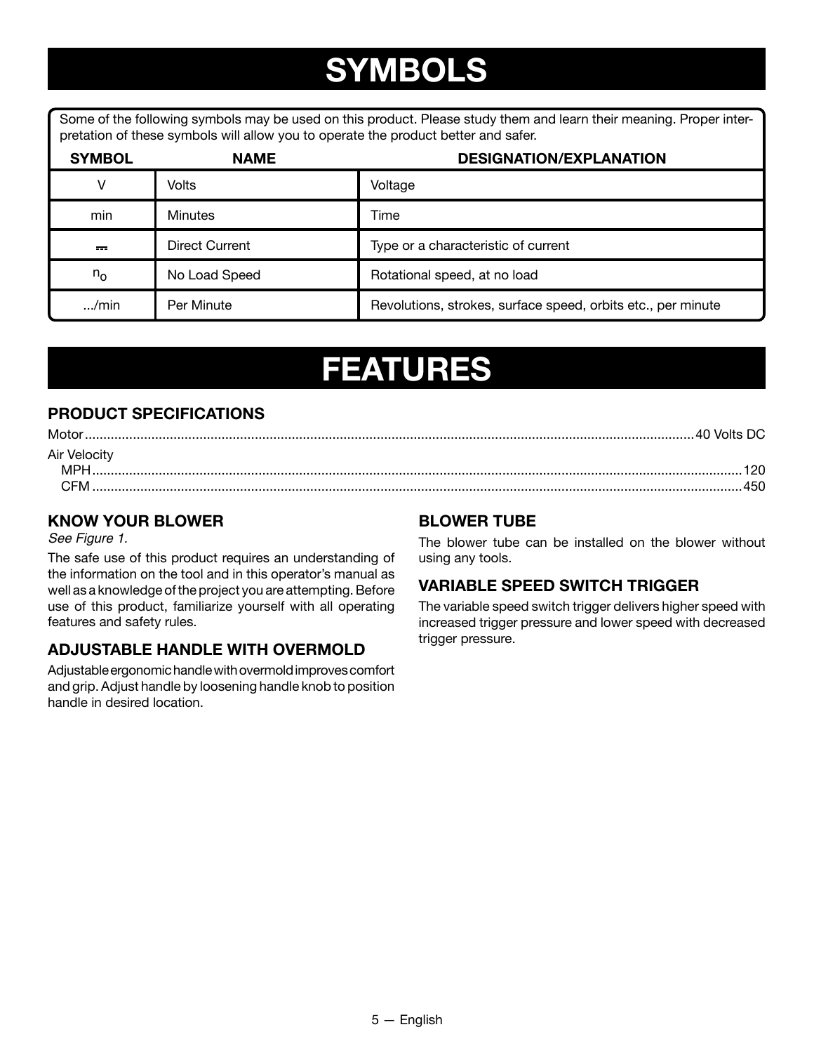# SYMBOLS

Some of the following symbols may be used on this product. Please study them and learn their meaning. Proper interpretation of these symbols will allow you to operate the product better and safer.

| SYMBOL | NAME | DESIGNATION/EXPLANATION |
|---|---|---|
| V | Volts | Voltage |
| min | Minutes | Time |
| ⎓ | Direct Current | Type or a characteristic of current |
| $n_o$ | No Load Speed | Rotational speed, at no load |
| .../min | Per Minute | Revolutions, strokes, surface speed, orbits etc., per minute |

# FEATURES

## PRODUCT SPECIFICATIONS

Motor .................................................. 40 Volts DC

Air Velocity

MPH .................................................. 120

CFM .................................................. 450

## KNOW YOUR BLOWER

*See Figure 1.*

The safe use of this product requires an understanding of the information on the tool and in this operator's manual as well as a knowledge of the project you are attempting. Before use of this product, familiarize yourself with all operating features and safety rules.

## ADJUSTABLE HANDLE WITH OVERMOLD

Adjustable ergonomic handle with overmold improves comfort and grip. Adjust handle by loosening handle knob to position handle in desired location.

## BLOWER TUBE

The blower tube can be installed on the blower without using any tools.

## VARIABLE SPEED SWITCH TRIGGER

The variable speed switch trigger delivers higher speed with increased trigger pressure and lower speed with decreased trigger pressure.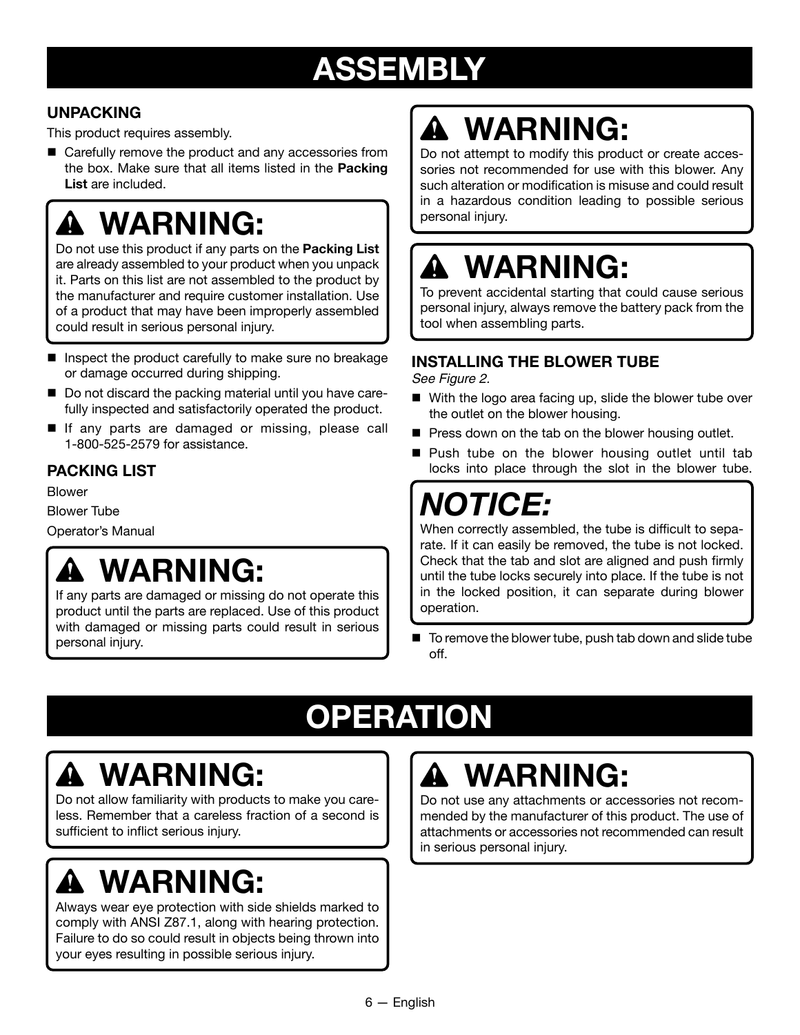# ASSEMBLY

### UNPACKING

This product requires assembly.

- Carefully remove the product and any accessories from the box. Make sure that all items listed in the **Packing List** are included.

> **⚠ WARNING:**
> Do not use this product if any parts on the **Packing List** are already assembled to your product when you unpack it. Parts on this list are not assembled to the product by the manufacturer and require customer installation. Use of a product that may have been improperly assembled could result in serious personal injury.

- Inspect the product carefully to make sure no breakage or damage occurred during shipping.
- Do not discard the packing material until you have carefully inspected and satisfactorily operated the product.
- If any parts are damaged or missing, please call 1-800-525-2579 for assistance.

### PACKING LIST

Blower

Blower Tube

Operator's Manual

> **⚠ WARNING:**
> If any parts are damaged or missing do not operate this product until the parts are replaced. Use of this product with damaged or missing parts could result in serious personal injury.

> **⚠ WARNING:**
> Do not attempt to modify this product or create accessories not recommended for use with this blower. Any such alteration or modification is misuse and could result in a hazardous condition leading to possible serious personal injury.

> **⚠ WARNING:**
> To prevent accidental starting that could cause serious personal injury, always remove the battery pack from the tool when assembling parts.

### INSTALLING THE BLOWER TUBE

*See Figure 2.*

- With the logo area facing up, slide the blower tube over the outlet on the blower housing.
- Press down on the tab on the blower housing outlet.
- Push tube on the blower housing outlet until tab locks into place through the slot in the blower tube.

> ***NOTICE:***
> When correctly assembled, the tube is difficult to separate. If it can easily be removed, the tube is not locked. Check that the tab and slot are aligned and push firmly until the tube locks securely into place. If the tube is not in the locked position, it can separate during blower operation.

- To remove the blower tube, push tab down and slide tube off.

# OPERATION

> **⚠ WARNING:**
> Do not allow familiarity with products to make you careless. Remember that a careless fraction of a second is sufficient to inflict serious injury.

> **⚠ WARNING:**
> Always wear eye protection with side shields marked to comply with ANSI Z87.1, along with hearing protection. Failure to do so could result in objects being thrown into your eyes resulting in possible serious injury.

> **⚠ WARNING:**
> Do not use any attachments or accessories not recommended by the manufacturer of this product. The use of attachments or accessories not recommended can result in serious personal injury.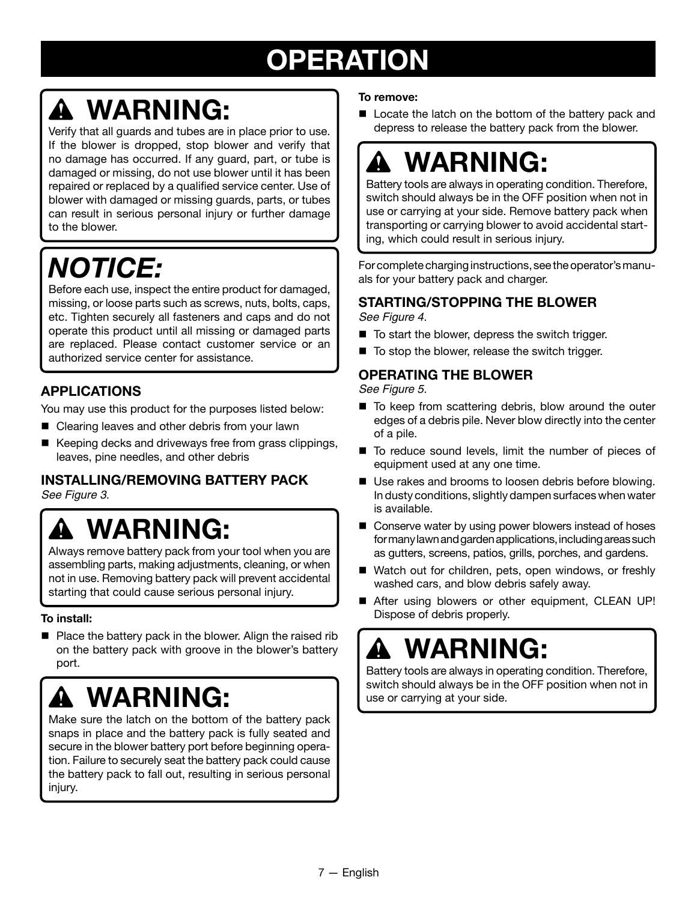# OPERATION

## ⚠ WARNING:

Verify that all guards and tubes are in place prior to use. If the blower is dropped, stop blower and verify that no damage has occurred. If any guard, part, or tube is damaged or missing, do not use blower until it has been repaired or replaced by a qualified service center. Use of blower with damaged or missing guards, parts, or tubes can result in serious personal injury or further damage to the blower.

## *NOTICE:*

Before each use, inspect the entire product for damaged, missing, or loose parts such as screws, nuts, bolts, caps, etc. Tighten securely all fasteners and caps and do not operate this product until all missing or damaged parts are replaced. Please contact customer service or an authorized service center for assistance.

### APPLICATIONS

You may use this product for the purposes listed below:

- Clearing leaves and other debris from your lawn
- Keeping decks and driveways free from grass clippings, leaves, pine needles, and other debris

### INSTALLING/REMOVING BATTERY PACK

*See Figure 3.*

## ⚠ WARNING:

Always remove battery pack from your tool when you are assembling parts, making adjustments, cleaning, or when not in use. Removing battery pack will prevent accidental starting that could cause serious personal injury.

**To install:**

- Place the battery pack in the blower. Align the raised rib on the battery pack with groove in the blower's battery port.

## ⚠ WARNING:

Make sure the latch on the bottom of the battery pack snaps in place and the battery pack is fully seated and secure in the blower battery port before beginning operation. Failure to securely seat the battery pack could cause the battery pack to fall out, resulting in serious personal injury.

**To remove:**

- Locate the latch on the bottom of the battery pack and depress to release the battery pack from the blower.

## ⚠ WARNING:

Battery tools are always in operating condition. Therefore, switch should always be in the OFF position when not in use or carrying at your side. Remove battery pack when transporting or carrying blower to avoid accidental starting, which could result in serious injury.

For complete charging instructions, see the operator's manuals for your battery pack and charger.

### STARTING/STOPPING THE BLOWER

*See Figure 4.*

- To start the blower, depress the switch trigger.
- To stop the blower, release the switch trigger.

### OPERATING THE BLOWER

*See Figure 5.*

- To keep from scattering debris, blow around the outer edges of a debris pile. Never blow directly into the center of a pile.
- To reduce sound levels, limit the number of pieces of equipment used at any one time.
- Use rakes and brooms to loosen debris before blowing. In dusty conditions, slightly dampen surfaces when water is available.
- Conserve water by using power blowers instead of hoses for many lawn and garden applications, including areas such as gutters, screens, patios, grills, porches, and gardens.
- Watch out for children, pets, open windows, or freshly washed cars, and blow debris safely away.
- After using blowers or other equipment, CLEAN UP! Dispose of debris properly.

## ⚠ WARNING:

Battery tools are always in operating condition. Therefore, switch should always be in the OFF position when not in use or carrying at your side.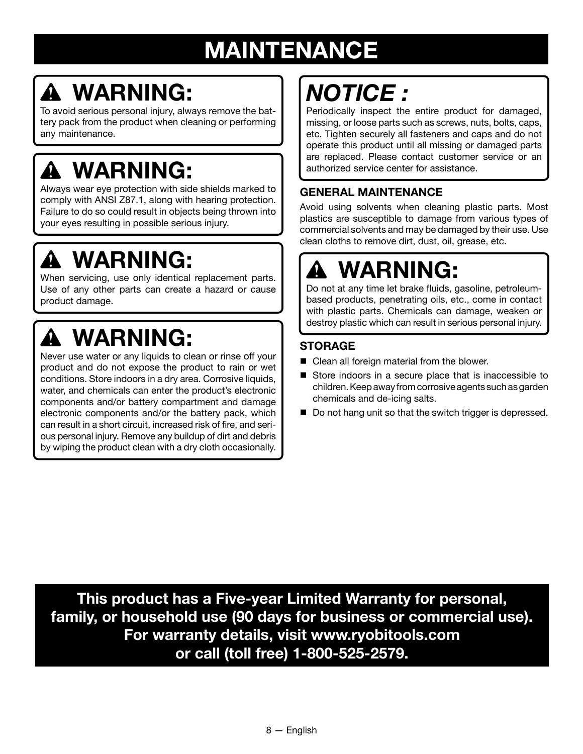# MAINTENANCE

## ⚠ WARNING:

To avoid serious personal injury, always remove the battery pack from the product when cleaning or performing any maintenance.

## ⚠ WARNING:

Always wear eye protection with side shields marked to comply with ANSI Z87.1, along with hearing protection. Failure to do so could result in objects being thrown into your eyes resulting in possible serious injury.

## ⚠ WARNING:

When servicing, use only identical replacement parts. Use of any other parts can create a hazard or cause product damage.

## ⚠ WARNING:

Never use water or any liquids to clean or rinse off your product and do not expose the product to rain or wet conditions. Store indoors in a dry area. Corrosive liquids, water, and chemicals can enter the product's electronic components and/or battery compartment and damage electronic components and/or the battery pack, which can result in a short circuit, increased risk of fire, and serious personal injury. Remove any buildup of dirt and debris by wiping the product clean with a dry cloth occasionally.

## *NOTICE :*

Periodically inspect the entire product for damaged, missing, or loose parts such as screws, nuts, bolts, caps, etc. Tighten securely all fasteners and caps and do not operate this product until all missing or damaged parts are replaced. Please contact customer service or an authorized service center for assistance.

### GENERAL MAINTENANCE

Avoid using solvents when cleaning plastic parts. Most plastics are susceptible to damage from various types of commercial solvents and may be damaged by their use. Use clean cloths to remove dirt, dust, oil, grease, etc.

## ⚠ WARNING:

Do not at any time let brake fluids, gasoline, petroleum-based products, penetrating oils, etc., come in contact with plastic parts. Chemicals can damage, weaken or destroy plastic which can result in serious personal injury.

### STORAGE

- Clean all foreign material from the blower.
- Store indoors in a secure place that is inaccessible to children. Keep away from corrosive agents such as garden chemicals and de-icing salts.
- Do not hang unit so that the switch trigger is depressed.

**This product has a Five-year Limited Warranty for personal, family, or household use (90 days for business or commercial use). For warranty details, visit www.ryobitools.com or call (toll free) 1-800-525-2579.**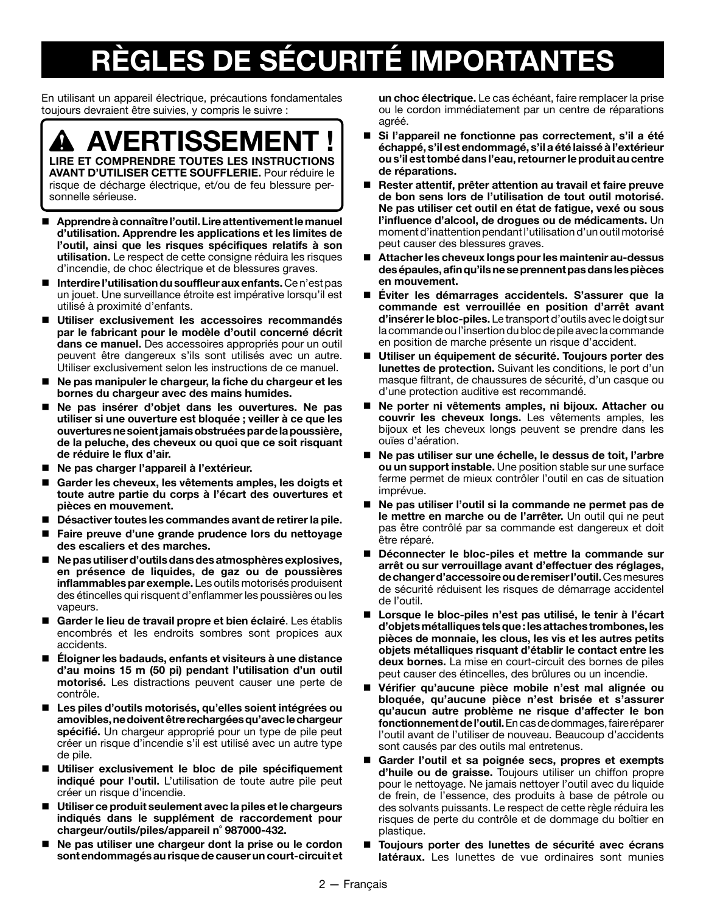# RÈGLES DE SÉCURITÉ IMPORTANTES

En utilisant un appareil électrique, précautions fondamentales toujours devraient être suivies, y compris le suivre :

> **⚠ AVERTISSEMENT !**
>
> **LIRE ET COMPRENDRE TOUTES LES INSTRUCTIONS AVANT D'UTILISER CETTE SOUFFLERIE.** Pour réduire le risque de décharge électrique, et/ou de feu blessure personnelle sérieuse.

- **Apprendre à connaître l'outil. Lire attentivement le manuel d'utilisation. Apprendre les applications et les limites de l'outil, ainsi que les risques spécifiques relatifs à son utilisation.** Le respect de cette consigne réduira les risques d'incendie, de choc électrique et de blessures graves.
- **Interdire l'utilisation du souffleur aux enfants.** Ce n'est pas un jouet. Une surveillance étroite est impérative lorsqu'il est utilisé à proximité d'enfants.
- **Utiliser exclusivement les accessoires recommandés par le fabricant pour le modèle d'outil concerné décrit dans ce manuel.** Des accessoires appropriés pour un outil peuvent être dangereux s'ils sont utilisés avec un autre. Utiliser exclusivement selon les instructions de ce manuel.
- **Ne pas manipuler le chargeur, la fiche du chargeur et les bornes du chargeur avec des mains humides.**
- **Ne pas insérer d'objet dans les ouvertures. Ne pas utiliser si une ouverture est bloquée ; veiller à ce que les ouvertures ne soient jamais obstruées par de la poussière, de la peluche, des cheveux ou quoi que ce soit risquant de réduire le flux d'air.**
- **Ne pas charger l'appareil à l'extérieur.**
- **Garder les cheveux, les vêtements amples, les doigts et toute autre partie du corps à l'écart des ouvertures et pièces en mouvement.**
- **Désactiver toutes les commandes avant de retirer la pile.**
- **Faire preuve d'une grande prudence lors du nettoyage des escaliers et des marches.**
- **Ne pas utiliser d'outils dans des atmosphères explosives, en présence de liquides, de gaz ou de poussières inflammables par exemple.** Les outils motorisés produisent des étincelles qui risquent d'enflammer les poussières ou les vapeurs.
- **Garder le lieu de travail propre et bien éclairé**. Les établis encombrés et les endroits sombres sont propices aux accidents.
- **Éloigner les badauds, enfants et visiteurs à une distance d'au moins 15 m (50 pi) pendant l'utilisation d'un outil motorisé.** Les distractions peuvent causer une perte de contrôle.
- **Les piles d'outils motorisés, qu'elles soient intégrées ou amovibles, ne doivent être rechargées qu'avec le chargeur spécifié.** Un chargeur approprié pour un type de pile peut créer un risque d'incendie s'il est utilisé avec un autre type de pile.
- **Utiliser exclusivement le bloc de pile spécifiquement indiqué pour l'outil.** L'utilisation de toute autre pile peut créer un risque d'incendie.
- **Utiliser ce produit seulement avec la piles et le chargeurs indiqués dans le supplément de raccordement pour chargeur/outils/piles/appareil n° 987000-432.**
- **Ne pas utiliser une chargeur dont la prise ou le cordon sont endommagés au risque de causer un court-circuit et un choc électrique.** Le cas échéant, faire remplacer la prise ou le cordon immédiatement par un centre de réparations agréé.
- **Si l'appareil ne fonctionne pas correctement, s'il a été échappé, s'il est endommagé, s'il a été laissé à l'extérieur ou s'il est tombé dans l'eau, retourner le produit au centre de réparations.**
- **Rester attentif, prêter attention au travail et faire preuve de bon sens lors de l'utilisation de tout outil motorisé. Ne pas utiliser cet outil en état de fatigue, vexé ou sous l'influence d'alcool, de drogues ou de médicaments.** Un moment d'inattention pendant l'utilisation d'un outil motorisé peut causer des blessures graves.
- **Attacher les cheveux longs pour les maintenir au-dessus des épaules, afin qu'ils ne se prennent pas dans les pièces en mouvement.**
- **Éviter les démarrages accidentels. S'assurer que la commande est verrouillée en position d'arrêt avant d'insérer le bloc-piles.** Le transport d'outils avec le doigt sur la commande ou l'insertion du bloc de pile avec la commande en position de marche présente un risque d'accident.
- **Utiliser un équipement de sécurité. Toujours porter des lunettes de protection.** Suivant les conditions, le port d'un masque filtrant, de chaussures de sécurité, d'un casque ou d'une protection auditive est recommandé.
- **Ne porter ni vêtements amples, ni bijoux. Attacher ou couvrir les cheveux longs.** Les vêtements amples, les bijoux et les cheveux longs peuvent se prendre dans les ouïes d'aération.
- **Ne pas utiliser sur une échelle, le dessus de toit, l'arbre ou un support instable.** Une position stable sur une surface ferme permet de mieux contrôler l'outil en cas de situation imprévue.
- **Ne pas utiliser l'outil si la commande ne permet pas de le mettre en marche ou de l'arrêter.** Un outil qui ne peut pas être contrôlé par sa commande est dangereux et doit être réparé.
- **Déconnecter le bloc-piles et mettre la commande sur arrêt ou sur verrouillage avant d'effectuer des réglages, de changer d'accessoire ou de remiser l'outil.** Ces mesures de sécurité réduisent les risques de démarrage accidentel de l'outil.
- **Lorsque le bloc-piles n'est pas utilisé, le tenir à l'écart d'objets métalliques tels que : les attaches trombones, les pièces de monnaie, les clous, les vis et les autres petits objets métalliques risquant d'établir le contact entre les deux bornes.** La mise en court-circuit des bornes de piles peut causer des étincelles, des brûlures ou un incendie.
- **Vérifier qu'aucune pièce mobile n'est mal alignée ou bloquée, qu'aucune pièce n'est brisée et s'assurer qu'aucun autre problème ne risque d'affecter le bon fonctionnement de l'outil.** En cas de dommages, faire réparer l'outil avant de l'utiliser de nouveau. Beaucoup d'accidents sont causés par des outils mal entretenus.
- **Garder l'outil et sa poignée secs, propres et exempts d'huile ou de graisse.** Toujours utiliser un chiffon propre pour le nettoyage. Ne jamais nettoyer l'outil avec du liquide de frein, de l'essence, des produits à base de pétrole ou des solvants puissants. Le respect de cette règle réduira les risques de perte du contrôle et de dommage du boîtier en plastique.
- **Toujours porter des lunettes de sécurité avec écrans latéraux.** Les lunettes de vue ordinaires sont munies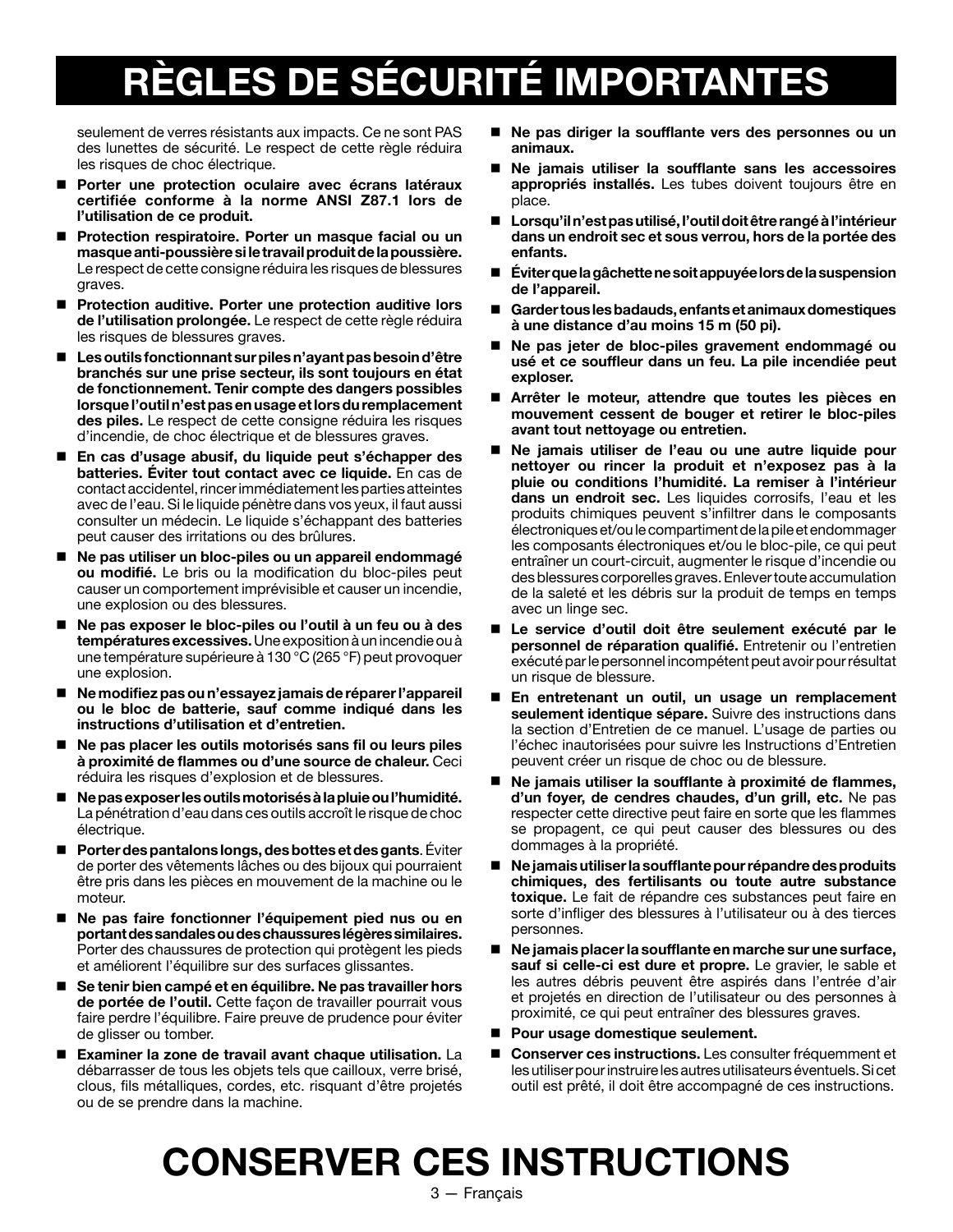# RÈGLES DE SÉCURITÉ IMPORTANTES

seulement de verres résistants aux impacts. Ce ne sont PAS des lunettes de sécurité. Le respect de cette règle réduira les risques de choc électrique.

- **Porter une protection oculaire avec écrans latéraux certifiée conforme à la norme ANSI Z87.1 lors de l'utilisation de ce produit.**
- **Protection respiratoire. Porter un masque facial ou un masque anti-poussière si le travail produit de la poussière.** Le respect de cette consigne réduira les risques de blessures graves.
- **Protection auditive. Porter une protection auditive lors de l'utilisation prolongée.** Le respect de cette règle réduira les risques de blessures graves.
- **Les outils fonctionnant sur piles n'ayant pas besoin d'être branchés sur une prise secteur, ils sont toujours en état de fonctionnement. Tenir compte des dangers possibles lorsque l'outil n'est pas en usage et lors du remplacement des piles.** Le respect de cette consigne réduira les risques d'incendie, de choc électrique et de blessures graves.
- **En cas d'usage abusif, du liquide peut s'échapper des batteries. Éviter tout contact avec ce liquide.** En cas de contact accidentel, rincer immédiatement les parties atteintes avec de l'eau. Si le liquide pénètre dans vos yeux, il faut aussi consulter un médecin. Le liquide s'échappant des batteries peut causer des irritations ou des brûlures.
- **Ne pas utiliser un bloc-piles ou un appareil endommagé ou modifié.** Le bris ou la modification du bloc-piles peut causer un comportement imprévisible et causer un incendie, une explosion ou des blessures.
- **Ne pas exposer le bloc-piles ou l'outil à un feu ou à des températures excessives.** Une exposition à un incendie ou à une température supérieure à 130 °C (265 °F) peut provoquer une explosion.
- **Ne modifiez pas ou n'essayez jamais de réparer l'appareil ou le bloc de batterie, sauf comme indiqué dans les instructions d'utilisation et d'entretien.**
- **Ne pas placer les outils motorisés sans fil ou leurs piles à proximité de flammes ou d'une source de chaleur.** Ceci réduira les risques d'explosion et de blessures.
- **Ne pas exposer les outils motorisés à la pluie ou l'humidité.** La pénétration d'eau dans ces outils accroît le risque de choc électrique.
- **Porter des pantalons longs, des bottes et des gants**. Éviter de porter des vêtements lâches ou des bijoux qui pourraient être pris dans les pièces en mouvement de la machine ou le moteur.
- **Ne pas faire fonctionner l'équipement pied nus ou en portant des sandales ou des chaussures légères similaires.** Porter des chaussures de protection qui protègent les pieds et améliorent l'équilibre sur des surfaces glissantes.
- **Se tenir bien campé et en équilibre. Ne pas travailler hors de portée de l'outil.** Cette façon de travailler pourrait vous faire perdre l'équilibre. Faire preuve de prudence pour éviter de glisser ou tomber.
- **Examiner la zone de travail avant chaque utilisation.** La débarrasser de tous les objets tels que cailloux, verre brisé, clous, fils métalliques, cordes, etc. risquant d'être projetés ou de se prendre dans la machine.
- **Ne pas diriger la soufflante vers des personnes ou un animaux.**
- **Ne jamais utiliser la soufflante sans les accessoires appropriés installés.** Les tubes doivent toujours être en place.
- **Lorsqu'il n'est pas utilisé, l'outil doit être rangé à l'intérieur dans un endroit sec et sous verrou, hors de la portée des enfants.**
- **Éviter que la gâchette ne soit appuyée lors de la suspension de l'appareil.**
- **Garder tous les badauds, enfants et animaux domestiques à une distance d'au moins 15 m (50 pi).**
- **Ne pas jeter de bloc-piles gravement endommagé ou usé et ce souffleur dans un feu. La pile incendiée peut exploser.**
- **Arrêter le moteur, attendre que toutes les pièces en mouvement cessent de bouger et retirer le bloc-piles avant tout nettoyage ou entretien.**
- **Ne jamais utiliser de l'eau ou une autre liquide pour nettoyer ou rincer le produit et n'exposez pas à la pluie ou conditions l'humidité. La remiser à l'intérieur dans un endroit sec.** Les liquides corrosifs, l'eau et les produits chimiques peuvent s'infiltrer dans le composants électroniques et/ou le compartiment de la pile et endommager les composants électroniques et/ou le bloc-pile, ce qui peut entraîner un court-circuit, augmenter le risque d'incendie ou des blessures corporelles graves. Enlever toute accumulation de la saleté et les débris sur la produit de temps en temps avec un linge sec.
- **Le service d'outil doit être seulement exécuté par le personnel de réparation qualifié.** Entretenir ou l'entretien exécuté par le personnel incompétent peut avoir pour résultat un risque de blessure.
- **En entretenant un outil, un usage un remplacement seulement identique sépare.** Suivre des instructions dans la section d'Entretien de ce manuel. L'usage de parties ou l'échec inautorisées pour suivre les Instructions d'Entretien peuvent créer un risque de choc ou de blessure.
- **Ne jamais utiliser la soufflante à proximité de flammes, d'un foyer, de cendres chaudes, d'un grill, etc.** Ne pas respecter cette directive peut faire en sorte que les flammes se propagent, ce qui peut causer des blessures ou des dommages à la propriété.
- **Ne jamais utiliser la soufflante pour répandre des produits chimiques, des fertilisants ou toute autre substance toxique.** Le fait de répandre ces substances peut faire en sorte d'infliger des blessures à l'utilisateur ou à des tierces personnes.
- **Ne jamais placer la soufflante en marche sur une surface, sauf si celle-ci est dure et propre.** Le gravier, le sable et les autres débris peuvent être aspirés dans l'entrée d'air et projetés en direction de l'utilisateur ou des personnes à proximité, ce qui peut entraîner des blessures graves.
- **Pour usage domestique seulement.**
- **Conserver ces instructions.** Les consulter fréquemment et les utiliser pour instruire les autres utilisateurs éventuels. Si cet outil est prêté, il doit être accompagné de ces instructions.

# CONSERVER CES INSTRUCTIONS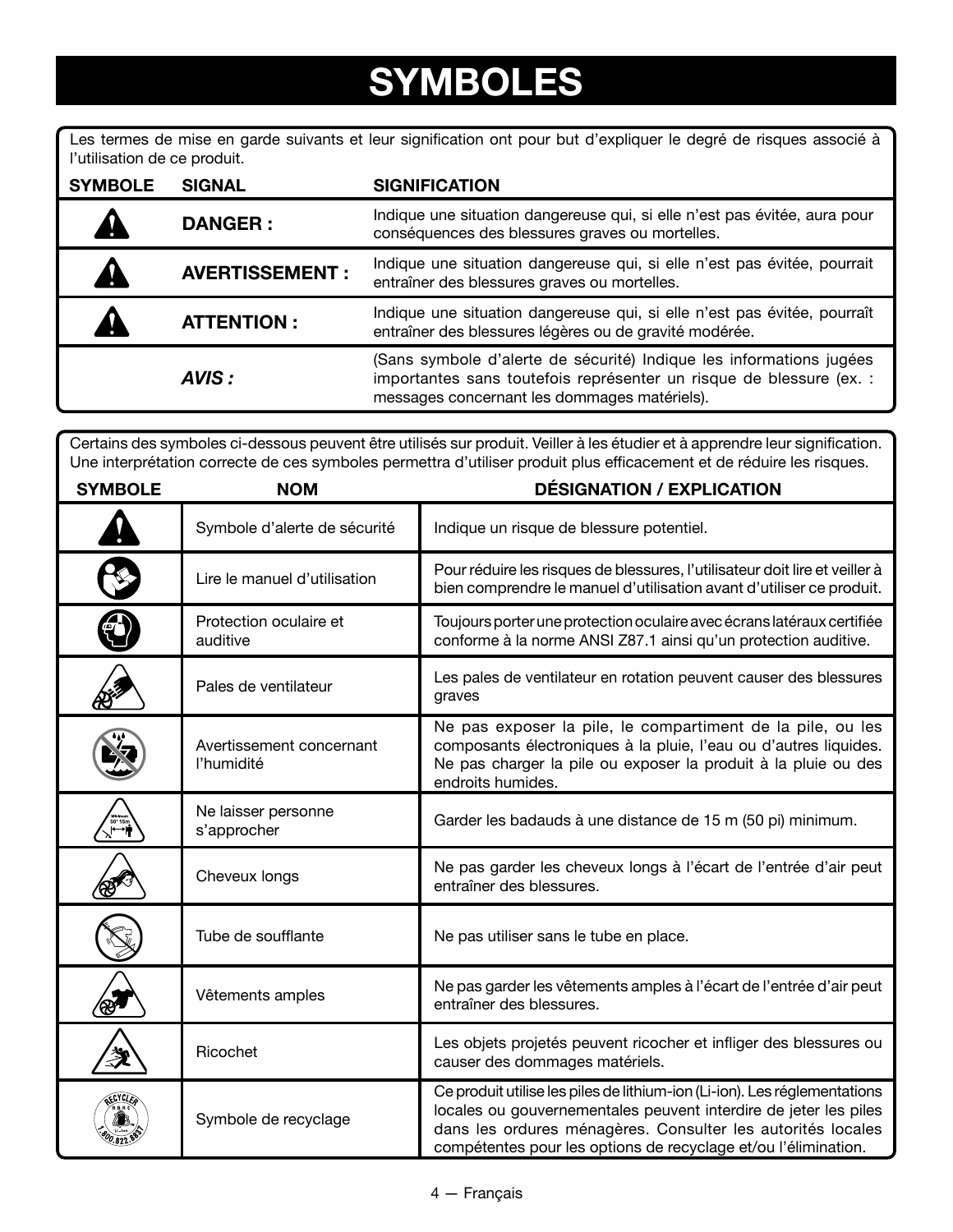# SYMBOLES

Les termes de mise en garde suivants et leur signification ont pour but d'expliquer le degré de risques associé à l'utilisation de ce produit.

| SYMBOLE | SIGNAL | SIGNIFICATION |
|---|---|---|
| | **DANGER :** | Indique une situation dangereuse qui, si elle n'est pas évitée, aura pour conséquences des blessures graves ou mortelles. |
| | **AVERTISSEMENT :** | Indique une situation dangereuse qui, si elle n'est pas évitée, pourrait entraîner des blessures graves ou mortelles. |
| | **ATTENTION :** | Indique une situation dangereuse qui, si elle n'est pas évitée, pourraît entraîner des blessures légères ou de gravité modérée. |
| | ***AVIS :*** | (Sans symbole d'alerte de sécurité) Indique les informations jugées importantes sans toutefois représenter un risque de blessure (ex. : messages concernant les dommages matériels). |

Certains des symboles ci-dessous peuvent être utilisés sur produit. Veiller à les étudier et à apprendre leur signification. Une interprétation correcte de ces symboles permettra d'utiliser produit plus efficacement et de réduire les risques.

| SYMBOLE | NOM | DÉSIGNATION / EXPLICATION |
|---|---|---|
| | Symbole d'alerte de sécurité | Indique un risque de blessure potentiel. |
| | Lire le manuel d'utilisation | Pour réduire les risques de blessures, l'utilisateur doit lire et veiller à bien comprendre le manuel d'utilisation avant d'utiliser ce produit. |
| | Protection oculaire et auditive | Toujours porter une protection oculaire avec écrans latéraux certifiée conforme à la norme ANSI Z87.1 ainsi qu'un protection auditive. |
| | Pales de ventilateur | Les pales de ventilateur en rotation peuvent causer des blessures graves |
| | Avertissement concernant l'humidité | Ne pas exposer la pile, le compartiment de la pile, ou les composants électroniques à la pluie, l'eau ou d'autres liquides. Ne pas charger la pile ou exposer la produit à la pluie ou des endroits humides. |
| | Ne laisser personne s'approcher | Garder les badauds à une distance de 15 m (50 pi) minimum. |
| | Cheveux longs | Ne pas garder les cheveux longs à l'écart de l'entrée d'air peut entraîner des blessures. |
| | Tube de soufflante | Ne pas utiliser sans le tube en place. |
| | Vêtements amples | Ne pas garder les vêtements amples à l'écart de l'entrée d'air peut entraîner des blessures. |
| | Ricochet | Les objets projetés peuvent ricocher et infliger des blessures ou causer des dommages matériels. |
| | Symbole de recyclage | Ce produit utilise les piles de lithium-ion (Li-ion). Les réglementations locales ou gouvernementales peuvent interdire de jeter les piles dans les ordures ménagères. Consulter les autorités locales compétentes pour les options de recyclage et/ou l'élimination. |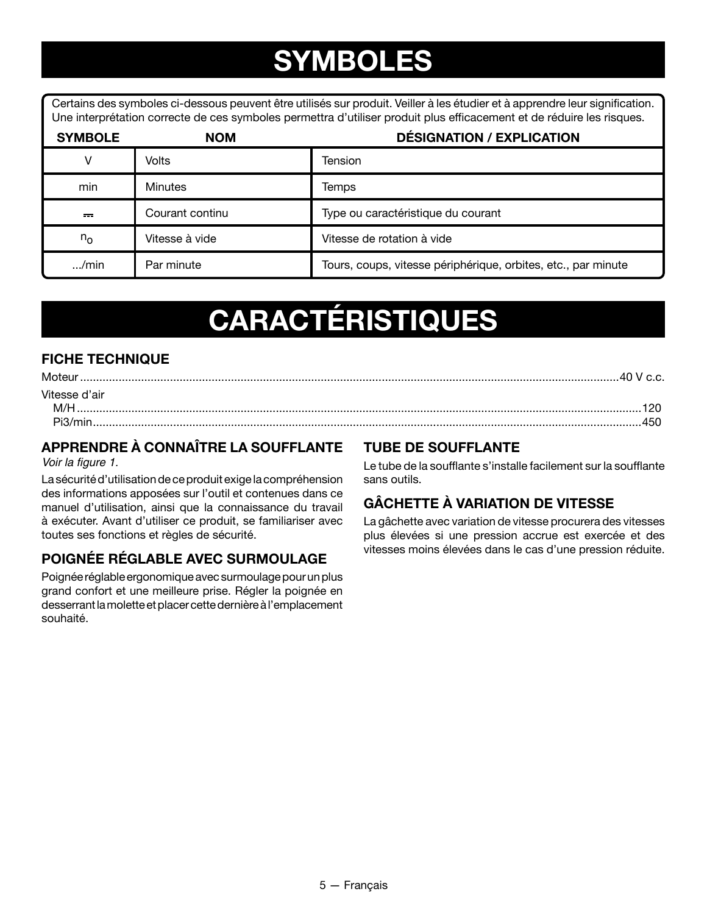# SYMBOLES

Certains des symboles ci-dessous peuvent être utilisés sur produit. Veiller à les étudier et à apprendre leur signification. Une interprétation correcte de ces symboles permettra d'utiliser produit plus efficacement et de réduire les risques.

| SYMBOLE | NOM | DÉSIGNATION / EXPLICATION |
|---|---|---|
| V | Volts | Tension |
| min | Minutes | Temps |
| ⎓ | Courant continu | Type ou caractéristique du courant |
| $n_o$ | Vitesse à vide | Vitesse de rotation à vide |
| .../min | Par minute | Tours, coups, vitesse périphérique, orbites, etc., par minute |

# CARACTÉRISTIQUES

## FICHE TECHNIQUE

Moteur ........................................ 40 V c.c.

Vitesse d'air

M/H ........................................ 120

Pi3/min ........................................ 450

## APPRENDRE À CONNAÎTRE LA SOUFFLANTE

*Voir la figure 1.*

La sécurité d'utilisation de ce produit exige la compréhension des informations apposées sur l'outil et contenues dans ce manuel d'utilisation, ainsi que la connaissance du travail à exécuter. Avant d'utiliser ce produit, se familiariser avec toutes ses fonctions et règles de sécurité.

## POIGNÉE RÉGLABLE AVEC SURMOULAGE

Poignée réglable ergonomique avec surmoulage pour un plus grand confort et une meilleure prise. Régler la poignée en desserrant la molette et placer cette dernière à l'emplacement souhaité.

## TUBE DE SOUFFLANTE

Le tube de la soufflante s'installe facilement sur la soufflante sans outils.

## GÂCHETTE À VARIATION DE VITESSE

La gâchette avec variation de vitesse procurera des vitesses plus élevées si une pression accrue est exercée et des vitesses moins élevées dans le cas d'une pression réduite.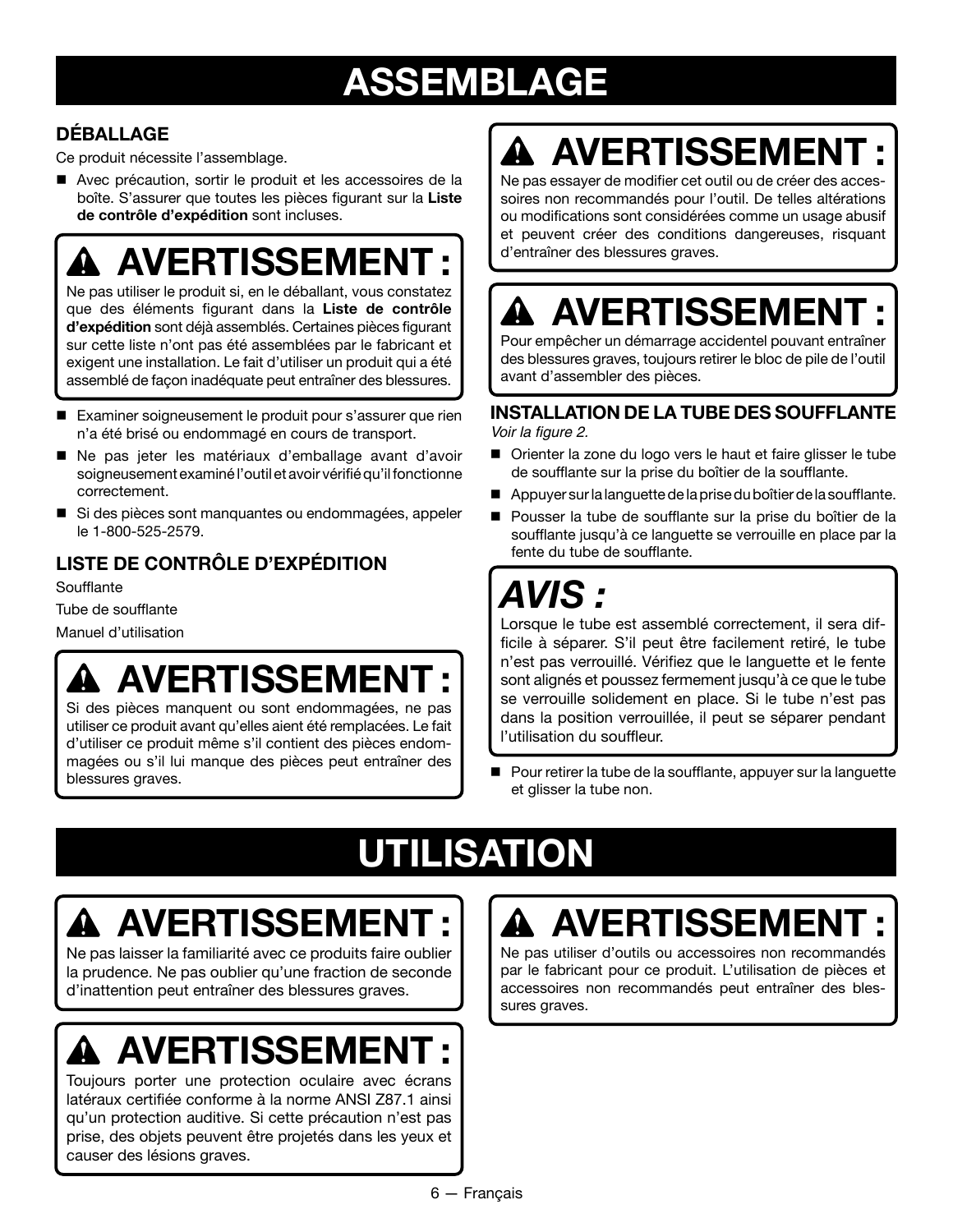# ASSEMBLAGE

### DÉBALLAGE

Ce produit nécessite l'assemblage.

- Avec précaution, sortir le produit et les accessoires de la boîte. S'assurer que toutes les pièces figurant sur la **Liste de contrôle d'expédition** sont incluses.

## ⚠ AVERTISSEMENT :

Ne pas utiliser le produit si, en le déballant, vous constatez que des éléments figurant dans la **Liste de contrôle d'expédition** sont déjà assemblés. Certaines pièces figurant sur cette liste n'ont pas été assemblées par le fabricant et exigent une installation. Le fait d'utiliser un produit qui a été assemblé de façon inadéquate peut entraîner des blessures.

- Examiner soigneusement le produit pour s'assurer que rien n'a été brisé ou endommagé en cours de transport.
- Ne pas jeter les matériaux d'emballage avant d'avoir soigneusement examiné l'outil et avoir vérifié qu'il fonctionne correctement.
- Si des pièces sont manquantes ou endommagées, appeler le 1-800-525-2579.

### LISTE DE CONTRÔLE D'EXPÉDITION

Soufflante

Tube de soufflante

Manuel d'utilisation

## ⚠ AVERTISSEMENT :

Si des pièces manquent ou sont endommagées, ne pas utiliser ce produit avant qu'elles aient été remplacées. Le fait d'utiliser ce produit même s'il contient des pièces endommagées ou s'il lui manque des pièces peut entraîner des blessures graves.

## ⚠ AVERTISSEMENT :

Ne pas essayer de modifier cet outil ou de créer des accessoires non recommandés pour l'outil. De telles altérations ou modifications sont considérées comme un usage abusif et peuvent créer des conditions dangereuses, risquant d'entraîner des blessures graves.

## ⚠ AVERTISSEMENT :

Pour empêcher un démarrage accidentel pouvant entraîner des blessures graves, toujours retirer le bloc de pile de l'outil avant d'assembler des pièces.

### INSTALLATION DE LA TUBE DES SOUFFLANTE

*Voir la figure 2.*

- Orienter la zone du logo vers le haut et faire glisser le tube de soufflante sur la prise du boîtier de la soufflante.
- Appuyer sur la languette de la prise du boîtier de la soufflante.
- Pousser la tube de soufflante sur la prise du boîtier de la soufflante jusqu'à ce languette se verrouille en place par la fente du tube de soufflante.

## *AVIS :*

Lorsque le tube est assemblé correctement, il sera difficile à séparer. S'il peut être facilement retiré, le tube n'est pas verrouillé. Vérifiez que le languette et le fente sont alignés et poussez fermement jusqu'à ce que le tube se verrouille solidement en place. Si le tube n'est pas dans la position verrouillée, il peut se séparer pendant l'utilisation du souffleur.

- Pour retirer la tube de la soufflante, appuyer sur la languette et glisser la tube non.

# UTILISATION

## ⚠ AVERTISSEMENT :

Ne pas laisser la familiarité avec ce produits faire oublier la prudence. Ne pas oublier qu'une fraction de seconde d'inattention peut entraîner des blessures graves.

## ⚠ AVERTISSEMENT :

Toujours porter une protection oculaire avec écrans latéraux certifiée conforme à la norme ANSI Z87.1 ainsi qu'un protection auditive. Si cette précaution n'est pas prise, des objets peuvent être projetés dans les yeux et causer des lésions graves.

## ⚠ AVERTISSEMENT :

Ne pas utiliser d'outils ou accessoires non recommandés par le fabricant pour ce produit. L'utilisation de pièces et accessoires non recommandés peut entraîner des blessures graves.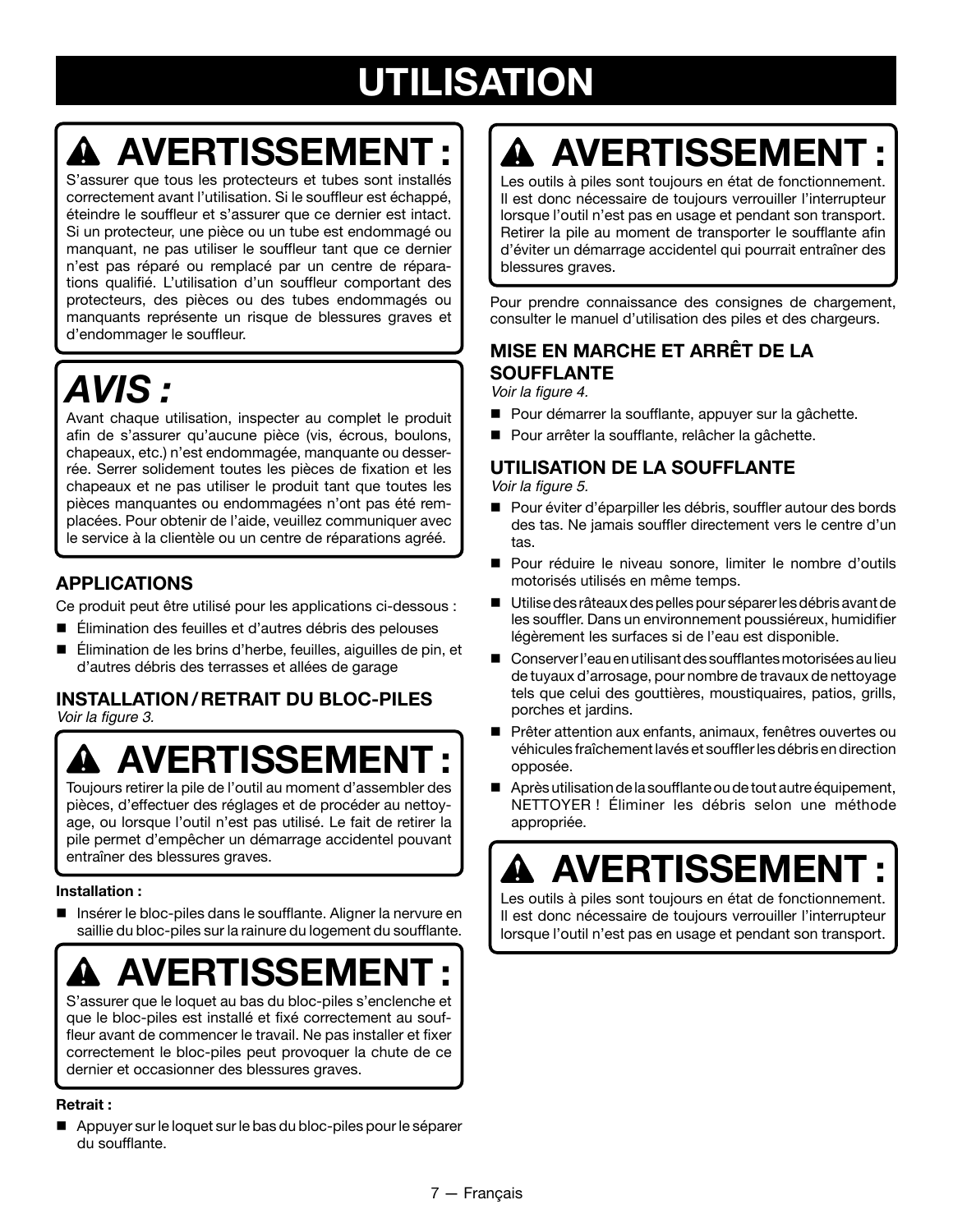# UTILISATION

## ⚠ AVERTISSEMENT :

S'assurer que tous les protecteurs et tubes sont installés correctement avant l'utilisation. Si le souffleur est échappé, éteindre le souffleur et s'assurer que ce dernier est intact. Si un protecteur, une pièce ou un tube est endommagé ou manquant, ne pas utiliser le souffleur tant que ce dernier n'est pas réparé ou remplacé par un centre de réparations qualifié. L'utilisation d'un souffleur comportant des protecteurs, des pièces ou des tubes endommagés ou manquants représente un risque de blessures graves et d'endommager le souffleur.

## *AVIS :*

Avant chaque utilisation, inspecter au complet le produit afin de s'assurer qu'aucune pièce (vis, écrous, boulons, chapeaux, etc.) n'est endommagée, manquante ou desserrée. Serrer solidement toutes les pièces de fixation et les chapeaux et ne pas utiliser le produit tant que toutes les pièces manquantes ou endommagées n'ont pas été remplacées. Pour obtenir de l'aide, veuillez communiquer avec le service à la clientèle ou un centre de réparations agréé.

### APPLICATIONS

Ce produit peut être utilisé pour les applications ci-dessous :

- Élimination des feuilles et d'autres débris des pelouses
- Élimination de les brins d'herbe, feuilles, aiguilles de pin, et d'autres débris des terrasses et allées de garage

### INSTALLATION / RETRAIT DU BLOC-PILES

*Voir la figure 3.*

## ⚠ AVERTISSEMENT :

Toujours retirer la pile de l'outil au moment d'assembler des pièces, d'effectuer des réglages et de procéder au nettoyage, ou lorsque l'outil n'est pas utilisé. Le fait de retirer la pile permet d'empêcher un démarrage accidentel pouvant entraîner des blessures graves.

**Installation :**

- Insérer le bloc-piles dans le soufflante. Aligner la nervure en saillie du bloc-piles sur la rainure du logement du soufflante.

## ⚠ AVERTISSEMENT :

S'assurer que le loquet au bas du bloc-piles s'enclenche et que le bloc-piles est installé et fixé correctement au souffleur avant de commencer le travail. Ne pas installer et fixer correctement le bloc-piles peut provoquer la chute de ce dernier et occasionner des blessures graves.

**Retrait :**

- Appuyer sur le loquet sur le bas du bloc-piles pour le séparer du soufflante.

## ⚠ AVERTISSEMENT :

Les outils à piles sont toujours en état de fonctionnement. Il est donc nécessaire de toujours verrouiller l'interrupteur lorsque l'outil n'est pas en usage et pendant son transport. Retirer la pile au moment de transporter le soufflante afin d'éviter un démarrage accidentel qui pourrait entraîner des blessures graves.

Pour prendre connaissance des consignes de chargement, consulter le manuel d'utilisation des piles et des chargeurs.

### MISE EN MARCHE ET ARRÊT DE LA SOUFFLANTE

*Voir la figure 4.*

- Pour démarrer la soufflante, appuyer sur la gâchette.
- Pour arrêter la soufflante, relâcher la gâchette.

### UTILISATION DE LA SOUFFLANTE

*Voir la figure 5.*

- Pour éviter d'éparpiller les débris, souffler autour des bords des tas. Ne jamais souffler directement vers le centre d'un tas.
- Pour réduire le niveau sonore, limiter le nombre d'outils motorisés utilisés en même temps.
- Utilise des râteaux des pelles pour séparer les débris avant de les souffler. Dans un environnement poussiéreux, humidifier légèrement les surfaces si de l'eau est disponible.
- Conserver l'eau en utilisant des soufflantes motorisées au lieu de tuyaux d'arrosage, pour nombre de travaux de nettoyage tels que celui des gouttières, moustiquaires, patios, grills, porches et jardins.
- Prêter attention aux enfants, animaux, fenêtres ouvertes ou véhicules fraîchement lavés et souffler les débris en direction opposée.
- Après utilisation de la soufflante ou de tout autre équipement, NETTOYER ! Éliminer les débris selon une méthode appropriée.

## ⚠ AVERTISSEMENT :

Les outils à piles sont toujours en état de fonctionnement. Il est donc nécessaire de toujours verrouiller l'interrupteur lorsque l'outil n'est pas en usage et pendant son transport.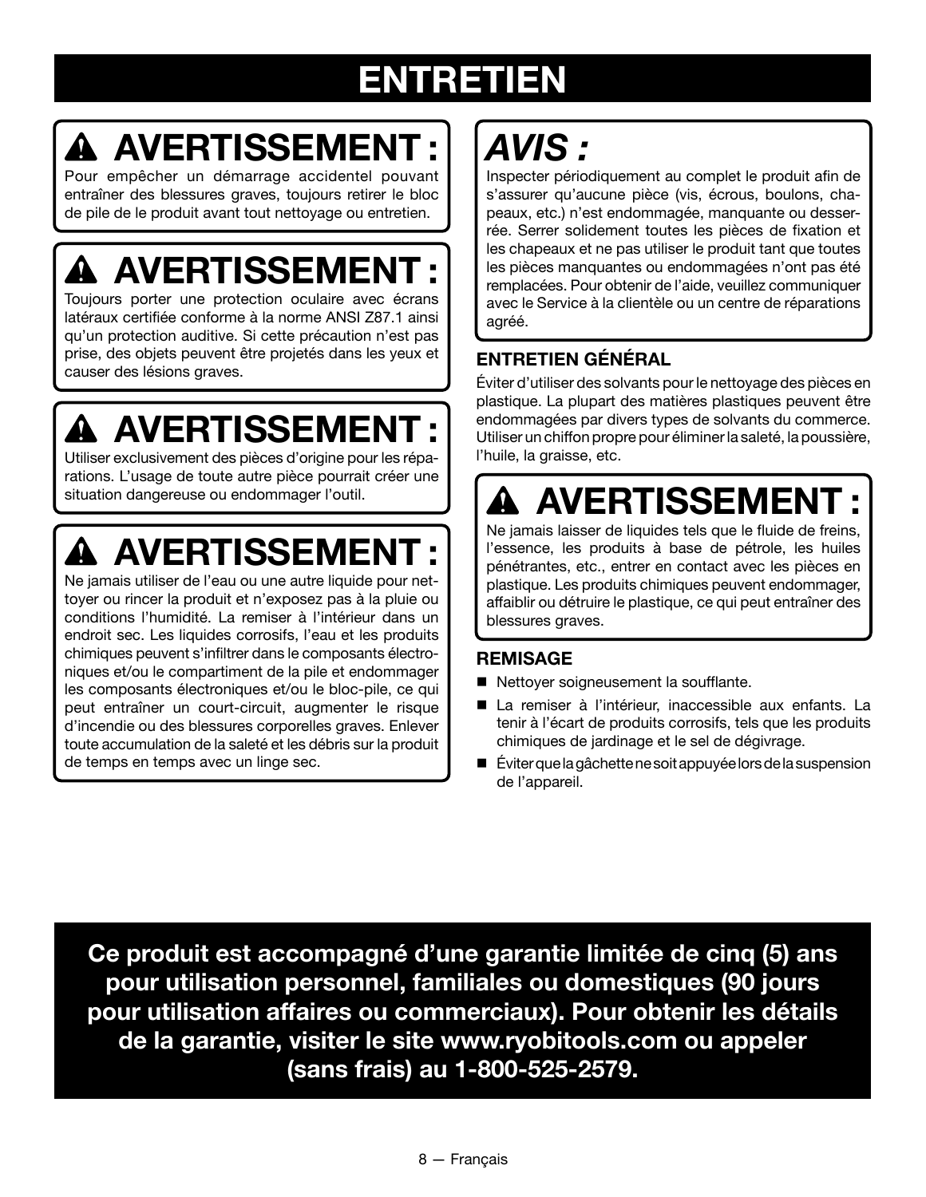# ENTRETIEN

## ⚠ AVERTISSEMENT :

Pour empêcher un démarrage accidentel pouvant entraîner des blessures graves, toujours retirer le bloc de pile de le produit avant tout nettoyage ou entretien.

## ⚠ AVERTISSEMENT :

Toujours porter une protection oculaire avec écrans latéraux certifiée conforme à la norme ANSI Z87.1 ainsi qu'un protection auditive. Si cette précaution n'est pas prise, des objets peuvent être projetés dans les yeux et causer des lésions graves.

## ⚠ AVERTISSEMENT :

Utiliser exclusivement des pièces d'origine pour les réparations. L'usage de toute autre pièce pourrait créer une situation dangereuse ou endommager l'outil.

## ⚠ AVERTISSEMENT :

Ne jamais utiliser de l'eau ou une autre liquide pour nettoyer ou rincer la produit et n'exposez pas à la pluie ou conditions l'humidité. La remiser à l'intérieur dans un endroit sec. Les liquides corrosifs, l'eau et les produits chimiques peuvent s'infiltrer dans le composants électroniques et/ou le compartiment de la pile et endommager les composants électroniques et/ou le bloc-pile, ce qui peut entraîner un court-circuit, augmenter le risque d'incendie ou des blessures corporelles graves. Enlever toute accumulation de la saleté et les débris sur la produit de temps en temps avec un linge sec.

## *AVIS :*

Inspecter périodiquement au complet le produit afin de s'assurer qu'aucune pièce (vis, écrous, boulons, chapeaux, etc.) n'est endommagée, manquante ou desserrée. Serrer solidement toutes les pièces de fixation et les chapeaux et ne pas utiliser le produit tant que toutes les pièces manquantes ou endommagées n'ont pas été remplacées. Pour obtenir de l'aide, veuillez communiquer avec le Service à la clientèle ou un centre de réparations agréé.

### ENTRETIEN GÉNÉRAL

Éviter d'utiliser des solvants pour le nettoyage des pièces en plastique. La plupart des matières plastiques peuvent être endommagées par divers types de solvants du commerce. Utiliser un chiffon propre pour éliminer la saleté, la poussière, l'huile, la graisse, etc.

## ⚠ AVERTISSEMENT :

Ne jamais laisser de liquides tels que le fluide de freins, l'essence, les produits à base de pétrole, les huiles pénétrantes, etc., entrer en contact avec les pièces en plastique. Les produits chimiques peuvent endommager, affaiblir ou détruire le plastique, ce qui peut entraîner des blessures graves.

### REMISAGE

- Nettoyer soigneusement la soufflante.
- La remiser à l'intérieur, inaccessible aux enfants. La tenir à l'écart de produits corrosifs, tels que les produits chimiques de jardinage et le sel de dégivrage.
- Éviter que la gâchette ne soit appuyée lors de la suspension de l'appareil.

**Ce produit est accompagné d'une garantie limitée de cinq (5) ans pour utilisation personnel, familiales ou domestiques (90 jours pour utilisation affaires ou commerciaux). Pour obtenir les détails de la garantie, visiter le site www.ryobitools.com ou appeler (sans frais) au 1-800-525-2579.**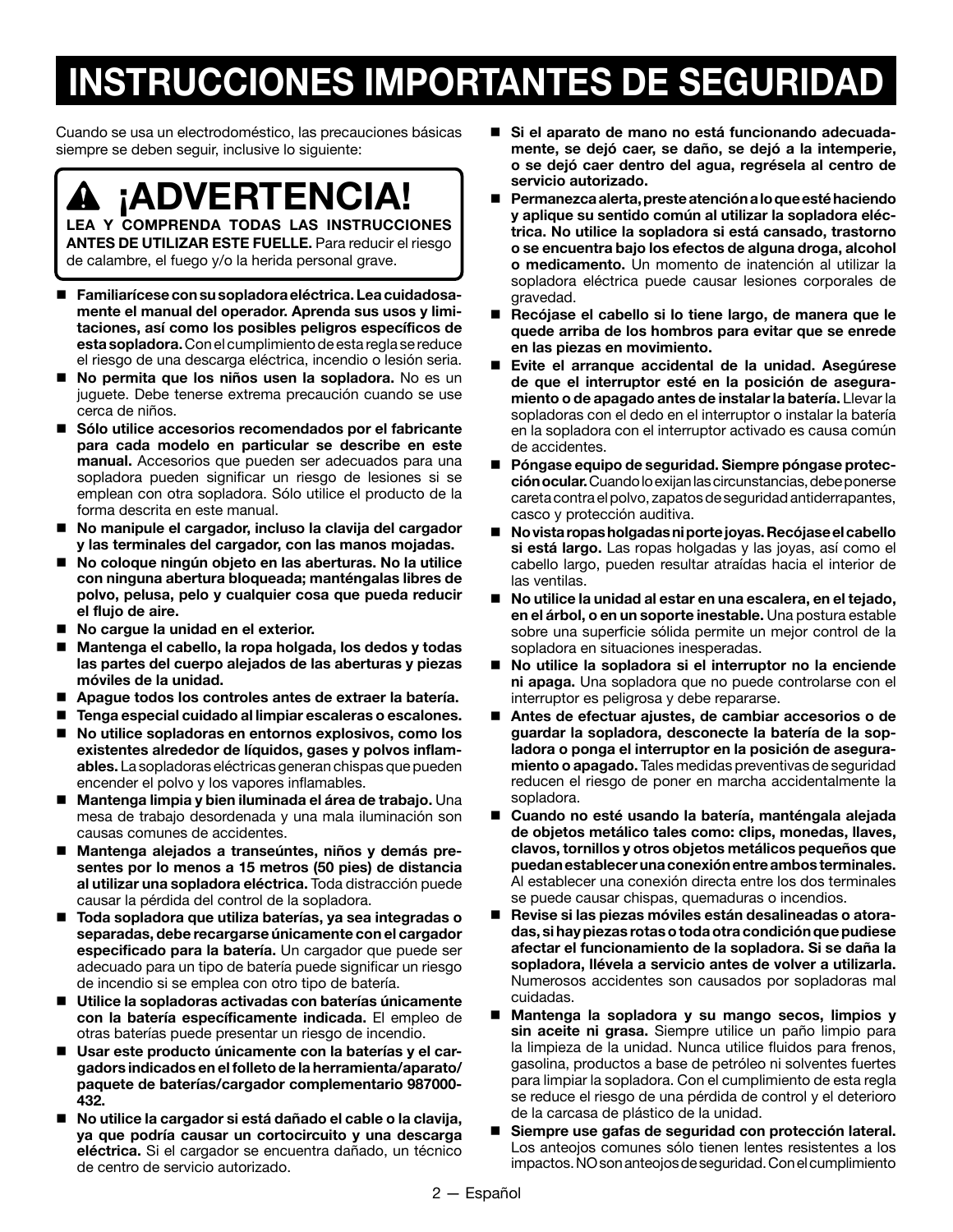# INSTRUCCIONES IMPORTANTES DE SEGURIDAD

Cuando se usa un electrodoméstico, las precauciones básicas siempre se deben seguir, inclusive lo siguiente:

> **⚠ ¡ADVERTENCIA!**
>
> **LEA Y COMPRENDA TODAS LAS INSTRUCCIONES ANTES DE UTILIZAR ESTE FUELLE.** Para reducir el riesgo de calambre, el fuego y/o la herida personal grave.

- **Familiarícese con su sopladora eléctrica. Lea cuidadosamente el manual del operador. Aprenda sus usos y limitaciones, así como los posibles peligros específicos de esta sopladora.** Con el cumplimiento de esta regla se reduce el riesgo de una descarga eléctrica, incendio o lesión seria.
- **No permita que los niños usen la sopladora.** No es un juguete. Debe tenerse extrema precaución cuando se use cerca de niños.
- **Sólo utilice accesorios recomendados por el fabricante para cada modelo en particular se describe en este manual.** Accesorios que pueden ser adecuados para una sopladora pueden significar un riesgo de lesiones si se emplean con otra sopladora. Sólo utilice el producto de la forma descrita en este manual.
- **No manipule el cargador, incluso la clavija del cargador y las terminales del cargador, con las manos mojadas.**
- **No coloque ningún objeto en las aberturas. No la utilice con ninguna abertura bloqueada; manténgalas libres de polvo, pelusa, pelo y cualquier cosa que pueda reducir el flujo de aire.**
- **No cargue la unidad en el exterior.**
- **Mantenga el cabello, la ropa holgada, los dedos y todas las partes del cuerpo alejados de las aberturas y piezas móviles de la unidad.**
- **Apague todos los controles antes de extraer la batería.**
- **Tenga especial cuidado al limpiar escaleras o escalones.**
- **No utilice sopladoras en entornos explosivos, como los existentes alrededor de líquidos, gases y polvos inflamables.** La sopladoras eléctricas generan chispas que pueden encender el polvo y los vapores inflamables.
- **Mantenga limpia y bien iluminada el área de trabajo.** Una mesa de trabajo desordenada y una mala iluminación son causas comunes de accidentes.
- **Mantenga alejados a transeúntes, niños y demás presentes por lo menos a 15 metros (50 pies) de distancia al utilizar una sopladora eléctrica.** Toda distracción puede causar la pérdida del control de la sopladora.
- **Toda sopladora que utiliza baterías, ya sea integradas o separadas, debe recargarse únicamente con el cargador especificado para la batería.** Un cargador que puede ser adecuado para un tipo de batería puede significar un riesgo de incendio si se emplea con otro tipo de batería.
- **Utilice la sopladoras activadas con baterías únicamente con la batería específicamente indicada.** El empleo de otras baterías puede presentar un riesgo de incendio.
- **Usar este producto únicamente con la baterías y el cargadors indicados en el folleto de la herramienta/aparato/paquete de baterías/cargador complementario 987000-432.**
- **No utilice la cargador si está dañado el cable o la clavija, ya que podría causar un cortocircuito y una descarga eléctrica.** Si el cargador se encuentra dañado, un técnico de centro de servicio autorizado.
- **Si el aparato de mano no está funcionando adecuadamente, se dejó caer, se daño, se dejó a la intemperie, o se dejó caer dentro del agua, regrésela al centro de servicio autorizado.**
- **Permanezca alerta, preste atención a lo que esté haciendo y aplique su sentido común al utilizar la sopladora eléctrica. No utilice la sopladora si está cansado, trastorno o se encuentra bajo los efectos de alguna droga, alcohol o medicamento.** Un momento de inatención al utilizar la sopladora eléctrica puede causar lesiones corporales de gravedad.
- **Recójase el cabello si lo tiene largo, de manera que le quede arriba de los hombros para evitar que se enrede en las piezas en movimiento.**
- **Evite el arranque accidental de la unidad. Asegúrese de que el interruptor esté en la posición de aseguramiento o de apagado antes de instalar la batería.** Llevar la sopladoras con el dedo en el interruptor o instalar la batería en la sopladora con el interruptor activado es causa común de accidentes.
- **Póngase equipo de seguridad. Siempre póngase protección ocular.** Cuando lo exijan las circunstancias, debe ponerse careta contra el polvo, zapatos de seguridad antiderrapantes, casco y protección auditiva.
- **No vista ropas holgadas ni porte joyas. Recójase el cabello si está largo.** Las ropas holgadas y las joyas, así como el cabello largo, pueden resultar atraídas hacia el interior de las ventilas.
- **No utilice la unidad al estar en una escalera, en el tejado, en el árbol, o en un soporte inestable.** Una postura estable sobre una superficie sólida permite un mejor control de la sopladora en situaciones inesperadas.
- **No utilice la sopladora si el interruptor no la enciende ni apaga.** Una sopladora que no puede controlarse con el interruptor es peligrosa y debe repararse.
- **Antes de efectuar ajustes, de cambiar accesorios o de guardar la sopladora, desconecte la batería de la sopladora o ponga el interruptor en la posición de aseguramiento o apagado.** Tales medidas preventivas de seguridad reducen el riesgo de poner en marcha accidentalmente la sopladora.
- **Cuando no esté usando la batería, manténgala alejada de objetos metálico tales como: clips, monedas, llaves, clavos, tornillos y otros objetos metálicos pequeños que puedan establecer una conexión entre ambos terminales.** Al establecer una conexión directa entre los dos terminales se puede causar chispas, quemaduras o incendios.
- **Revise si las piezas móviles están desalineadas o atoradas, si hay piezas rotas o toda otra condición que pudiese afectar el funcionamiento de la sopladora. Si se daña la sopladora, llévela a servicio antes de volver a utilizarla.** Numerosos accidentes son causados por sopladoras mal cuidadas.
- **Mantenga la sopladora y su mango secos, limpios y sin aceite ni grasa.** Siempre utilice un paño limpio para la limpieza de la unidad. Nunca utilice fluidos para frenos, gasolina, productos a base de petróleo ni solventes fuertes para limpiar la sopladora. Con el cumplimiento de esta regla se reduce el riesgo de una pérdida de control y el deterioro de la carcasa de plástico de la unidad.
- **Siempre use gafas de seguridad con protección lateral.** Los anteojos comunes sólo tienen lentes resistentes a los impactos. NO son anteojos de seguridad. Con el cumplimiento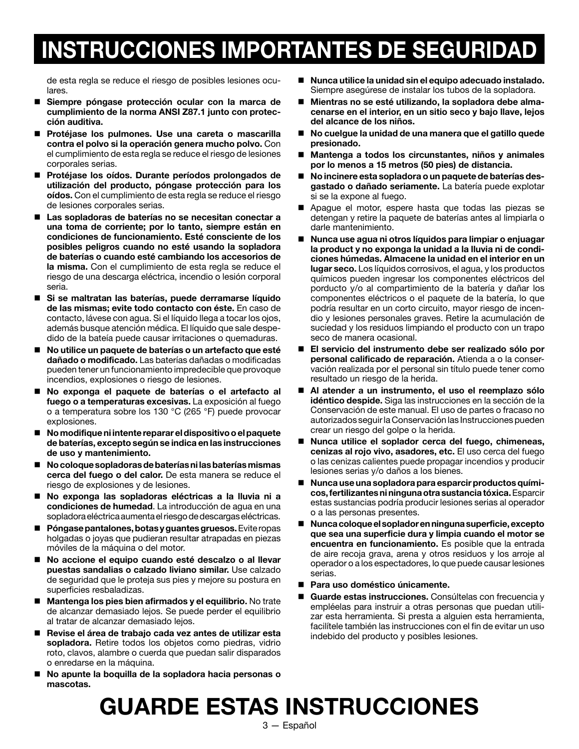# INSTRUCCIONES IMPORTANTES DE SEGURIDAD

de esta regla se reduce el riesgo de posibles lesiones oculares.

- **Siempre póngase protección ocular con la marca de cumplimiento de la norma ANSI Z87.1 junto con protección auditiva.**
- **Protéjase los pulmones. Use una careta o mascarilla contra el polvo si la operación genera mucho polvo.** Con el cumplimiento de esta regla se reduce el riesgo de lesiones corporales serias.
- **Protéjase los oídos. Durante períodos prolongados de utilización del producto, póngase protección para los oídos.** Con el cumplimiento de esta regla se reduce el riesgo de lesiones corporales serias.
- **Las sopladoras de baterías no se necesitan conectar a una toma de corriente; por lo tanto, siempre están en condiciones de funcionamiento. Esté consciente de los posibles peligros cuando no esté usando la sopladora de baterías o cuando esté cambiando los accesorios de la misma.** Con el cumplimiento de esta regla se reduce el riesgo de una descarga eléctrica, incendio o lesión corporal seria.
- **Si se maltratan las baterías, puede derramarse líquido de las mismas; evite todo contacto con éste.** En caso de contacto, lávese con agua. Si el líquido llega a tocar los ojos, además busque atención médica. El líquido que sale despedido de la bateía puede causar irritaciones o quemaduras.
- **No utilice un paquete de baterías o un artefacto que esté dañado o modificado.** Las baterías dañadas o modificadas pueden tener un funcionamiento impredecible que provoque incendios, explosiones o riesgo de lesiones.
- **No exponga el paquete de baterías o el artefacto al fuego o a temperaturas excesivas.** La exposición al fuego o a temperatura sobre los 130 °C (265 °F) puede provocar explosiones.
- **No modifique ni intente reparar el dispositivo o el paquete de baterías, excepto según se indica en las instrucciones de uso y mantenimiento.**
- **No coloque sopladoras de baterías ni las baterías mismas cerca del fuego o del calor.** De esta manera se reduce el riesgo de explosiones y de lesiones.
- **No exponga las sopladoras eléctricas a la lluvia ni a condiciones de humedad**. La introducción de agua en una sopladora eléctrica aumenta el riesgo de descargas eléctricas.
- **Póngase pantalones, botas y guantes gruesos.** Evite ropas holgadas o joyas que pudieran resultar atrapadas en piezas móviles de la máquina o del motor.
- **No accione el equipo cuando esté descalzo o al llevar puestas sandalias o calzado liviano similar.** Use calzado de seguridad que le proteja sus pies y mejore su postura en superficies resbaladizas.
- **Mantenga los pies bien afirmados y el equilibrio.** No trate de alcanzar demasiado lejos. Se puede perder el equilibrio al tratar de alcanzar demasiado lejos.
- **Revise el área de trabajo cada vez antes de utilizar esta sopladora.** Retire todos los objetos como piedras, vidrio roto, clavos, alambre o cuerda que puedan salir disparados o enredarse en la máquina.
- **No apunte la boquilla de la sopladora hacia personas o mascotas.**
- **Nunca utilice la unidad sin el equipo adecuado instalado.** Siempre asegúrese de instalar los tubos de la sopladora.
- **Mientras no se esté utilizando, la sopladora debe almacenarse en el interior, en un sitio seco y bajo llave, lejos del alcance de los niños.**
- **No cuelgue la unidad de una manera que el gatillo quede presionado.**
- **Mantenga a todos los circunstantes, niños y animales por lo menos a 15 metros (50 pies) de distancia.**
- **No incinere esta sopladora o un paquete de baterías desgastado o dañado seriamente.** La batería puede explotar si se la expone al fuego.
- Apague el motor, espere hasta que todas las piezas se detengan y retire la paquete de baterías antes al limpiarla o darle mantenimiento.
- **Nunca use agua ni otros líquidos para limpiar o enjuagar la product y no exponga la unidad a la lluvia ni de condiciones húmedas. Almacene la unidad en el interior en un lugar seco.** Los líquidos corrosivos, el agua, y los productos químicos pueden ingresar los componentes eléctricos del porducto y/o al compartimiento de la batería y dañar los componentes eléctricos o el paquete de la batería, lo que podría resultar en un corto circuito, mayor riesgo de incendio y lesiones personales graves. Retire la acumulación de suciedad y los residuos limpiando el producto con un trapo seco de manera ocasional.
- **El servicio del instrumento debe ser realizado sólo por personal calificado de reparación.** Atienda a o la conservación realizada por el personal sin título puede tener como resultado un riesgo de la herida.
- **Al atender a un instrumento, el uso el reemplazo sólo idéntico despide.** Siga las instrucciones en la sección de la Conservación de este manual. El uso de partes o fracaso no autorizados seguir la Conservación las Instrucciones pueden crear un riesgo del golpe o la herida.
- **Nunca utilice el soplador cerca del fuego, chimeneas, cenizas al rojo vivo, asadores, etc.** El uso cerca del fuego o las cenizas calientes puede propagar incendios y producir lesiones serias y/o daños a los bienes.
- **Nunca use una sopladora para esparcir productos químicos, fertilizantes ni ninguna otra sustancia tóxica.** Esparcir estas sustancias podría producir lesiones serias al operador o a las personas presentes.
- **Nunca coloque el soplador en ninguna superficie, excepto que sea una superficie dura y limpia cuando el motor se encuentra en funcionamiento.** Es posible que la entrada de aire recoja grava, arena y otros residuos y los arroje al operador o a los espectadores, lo que puede causar lesiones serias.
- **Para uso doméstico únicamente.**
- **Guarde estas instrucciones.** Consúltelas con frecuencia y empléelas para instruir a otras personas que puedan utilizar esta herramienta. Si presta a alguien esta herramienta, facilítele también las instrucciones con el fin de evitar un uso indebido del producto y posibles lesiones.

# GUARDE ESTAS INSTRUCCIONES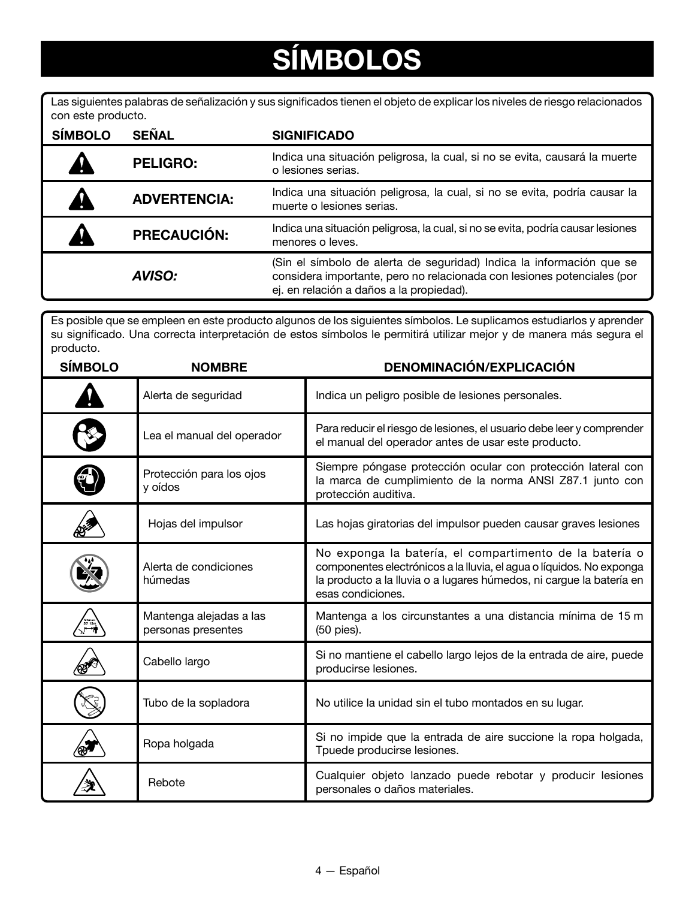# SÍMBOLOS

Las siguientes palabras de señalización y sus significados tienen el objeto de explicar los niveles de riesgo relacionados con este producto.

| SÍMBOLO | SEÑAL | SIGNIFICADO |
|---|---|---|
| | **PELIGRO:** | Indica una situación peligrosa, la cual, si no se evita, causará la muerte o lesiones serias. |
| | **ADVERTENCIA:** | Indica una situación peligrosa, la cual, si no se evita, podría causar la muerte o lesiones serias. |
| | **PRECAUCIÓN:** | Indica una situación peligrosa, la cual, si no se evita, podría causar lesiones menores o leves. |
| | ***AVISO:*** | (Sin el símbolo de alerta de seguridad) Indica la información que se considera importante, pero no relacionada con lesiones potenciales (por ej. en relación a daños a la propiedad). |

Es posible que se empleen en este producto algunos de los siguientes símbolos. Le suplicamos estudiarlos y aprender su significado. Una correcta interpretación de estos símbolos le permitirá utilizar mejor y de manera más segura el producto.

| SÍMBOLO | NOMBRE | DENOMINACIÓN/EXPLICACIÓN |
|---|---|---|
| | Alerta de seguridad | Indica un peligro posible de lesiones personales. |
| | Lea el manual del operador | Para reducir el riesgo de lesiones, el usuario debe leer y comprender el manual del operador antes de usar este producto. |
| | Protección para los ojos y oídos | Siempre póngase protección ocular con protección lateral con la marca de cumplimiento de la norma ANSI Z87.1 junto con protección auditiva. |
| | Hojas del impulsor | Las hojas giratorias del impulsor pueden causar graves lesiones |
| | Alerta de condiciones húmedas | No exponga la batería, el compartimento de la batería o componentes electrónicos a la lluvia, el agua o líquidos. No exponga la producto a la lluvia o a lugares húmedos, ni cargue la batería en esas condiciones. |
| | Mantenga alejadas a las personas presentes | Mantenga a los circunstantes a una distancia mínima de 15 m (50 pies). |
| | Cabello largo | Si no mantiene el cabello largo lejos de la entrada de aire, puede producirse lesiones. |
| | Tubo de la sopladora | No utilice la unidad sin el tubo montados en su lugar. |
| | Ropa holgada | Si no impide que la entrada de aire succione la ropa holgada, Tpuede producirse lesiones. |
| | Rebote | Cualquier objeto lanzado puede rebotar y producir lesiones personales o daños materiales. |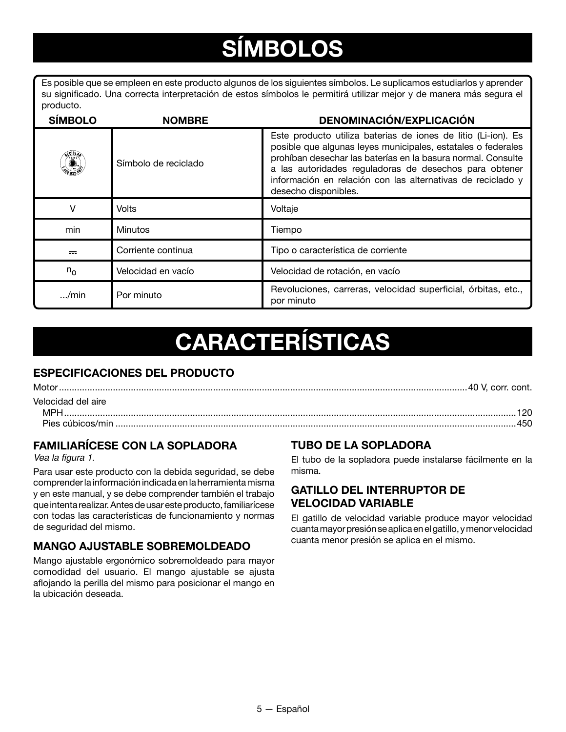# SÍMBOLOS

Es posible que se empleen en este producto algunos de los siguientes símbolos. Le suplicamos estudiarlos y aprender su significado. Una correcta interpretación de estos símbolos le permitirá utilizar mejor y de manera más segura el producto.

| SÍMBOLO | NOMBRE | DENOMINACIÓN/EXPLICACIÓN |
|---|---|---|
| RECICLAR 1.800.822.8837 | Símbolo de reciclado | Este producto utiliza baterías de iones de litio (Li-ion). Es posible que algunas leyes municipales, estatales o federales prohíban desechar las baterías en la basura normal. Consulte a las autoridades reguladoras de desechos para obtener información en relación con las alternativas de reciclado y desecho disponibles. |
| V | Volts | Voltaje |
| min | Minutos | Tiempo |
| ⎓ | Corriente continua | Tipo o característica de corriente |
| $n_o$ | Velocidad en vacío | Velocidad de rotación, en vacío |
| .../min | Por minuto | Revoluciones, carreras, velocidad superficial, órbitas, etc., por minuto |

# CARACTERÍSTICAS

## ESPECIFICACIONES DEL PRODUCTO

Motor ............................................ 40 V, corr. cont.

Velocidad del aire

- MPH ............................................ 120
- Pies cúbicos/min ............................................ 450

## FAMILIARÍCESE CON LA SOPLADORA

*Vea la figura 1.*

Para usar este producto con la debida seguridad, se debe comprender la información indicada en la herramienta misma y en este manual, y se debe comprender también el trabajo que intenta realizar. Antes de usar este producto, familiarícese con todas las características de funcionamiento y normas de seguridad del mismo.

## MANGO AJUSTABLE SOBREMOLDEADO

Mango ajustable ergonómico sobremoldeado para mayor comodidad del usuario. El mango ajustable se ajusta aflojando la perilla del mismo para posicionar el mango en la ubicación deseada.

## TUBO DE LA SOPLADORA

El tubo de la sopladora puede instalarse fácilmente en la misma.

## GATILLO DEL INTERRUPTOR DE VELOCIDAD VARIABLE

El gatillo de velocidad variable produce mayor velocidad cuanta mayor presión se aplica en el gatillo, y menor velocidad cuanta menor presión se aplica en el mismo.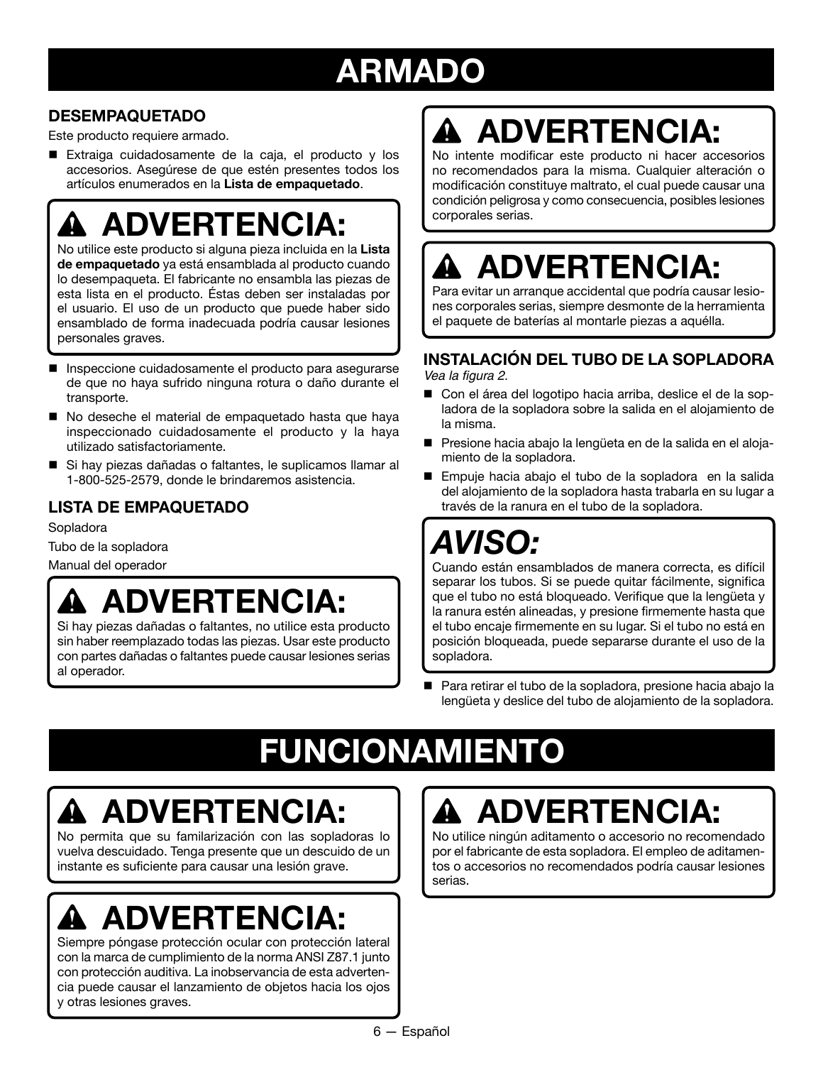# ARMADO

### DESEMPAQUETADO

Este producto requiere armado.

- Extraiga cuidadosamente de la caja, el producto y los accesorios. Asegúrese de que estén presentes todos los artículos enumerados en la **Lista de empaquetado**.

> **⚠ ADVERTENCIA:**
> No utilice este producto si alguna pieza incluida en la **Lista de empaquetado** ya está ensamblada al producto cuando lo desempaqueta. El fabricante no ensambla las piezas de esta lista en el producto. Éstas deben ser instaladas por el usuario. El uso de un producto que puede haber sido ensamblado de forma inadecuada podría causar lesiones personales graves.

- Inspeccione cuidadosamente el producto para asegurarse de que no haya sufrido ninguna rotura o daño durante el transporte.
- No deseche el material de empaquetado hasta que haya inspeccionado cuidadosamente el producto y la haya utilizado satisfactoriamente.
- Si hay piezas dañadas o faltantes, le suplicamos llamar al 1-800-525-2579, donde le brindaremos asistencia.

### LISTA DE EMPAQUETADO

Sopladora

Tubo de la sopladora

Manual del operador

> **⚠ ADVERTENCIA:**
> Si hay piezas dañadas o faltantes, no utilice esta producto sin haber reemplazado todas las piezas. Usar este producto con partes dañadas o faltantes puede causar lesiones serias al operador.

> **⚠ ADVERTENCIA:**
> No intente modificar este producto ni hacer accesorios no recomendados para la misma. Cualquier alteración o modificación constituye maltrato, el cual puede causar una condición peligrosa y como consecuencia, posibles lesiones corporales serias.

> **⚠ ADVERTENCIA:**
> Para evitar un arranque accidental que podría causar lesiones corporales serias, siempre desmonte de la herramienta el paquete de baterías al montarle piezas a aquélla.

### INSTALACIÓN DEL TUBO DE LA SOPLADORA

*Vea la figura 2.*

- Con el área del logotipo hacia arriba, deslice el de la sopladora de la sopladora sobre la salida en el alojamiento de la misma.
- Presione hacia abajo la lengüeta en de la salida en el alojamiento de la sopladora.
- Empuje hacia abajo el tubo de la sopladora en la salida del alojamiento de la sopladora hasta trabarla en su lugar a través de la ranura en el tubo de la sopladora.

> ***AVISO:***
> Cuando están ensamblados de manera correcta, es difícil separar los tubos. Si se puede quitar fácilmente, significa que el tubo no está bloqueado. Verifique que la lengüeta y la ranura estén alineadas, y presione firmemente hasta que el tubo encaje firmemente en su lugar. Si el tubo no está en posición bloqueada, puede separarse durante el uso de la sopladora.

- Para retirar el tubo de la sopladora, presione hacia abajo la lengüeta y deslice del tubo de alojamiento de la sopladora.

# FUNCIONAMIENTO

> **⚠ ADVERTENCIA:**
> No permita que su familarización con las sopladoras lo vuelva descuidado. Tenga presente que un descuido de un instante es suficiente para causar una lesión grave.

> **⚠ ADVERTENCIA:**
> Siempre póngase protección ocular con protección lateral con la marca de cumplimiento de la norma ANSI Z87.1 junto con protección auditiva. La inobservancia de esta advertencia puede causar el lanzamiento de objetos hacia los ojos y otras lesiones graves.

> **⚠ ADVERTENCIA:**
> No utilice ningún aditamento o accesorio no recomendado por el fabricante de esta sopladora. El empleo de aditamentos o accesorios no recomendados podría causar lesiones serias.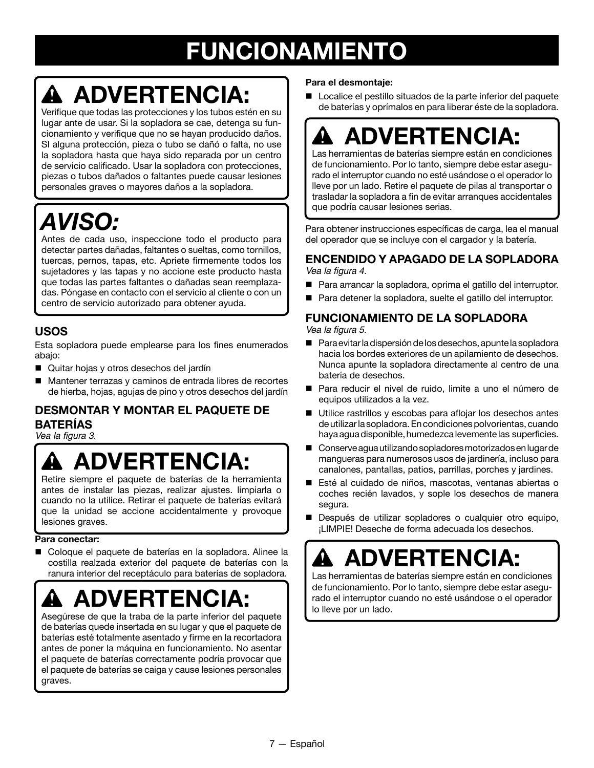# FUNCIONAMIENTO

## ⚠ ADVERTENCIA:

Verifique que todas las protecciones y los tubos estén en su lugar ante de usar. Si la sopladora se cae, detenga su funcionamiento y verifique que no se hayan producido daños. SI alguna protección, pieza o tubo se dañó o falta, no use la sopladora hasta que haya sido reparada por un centro de servicio calificado. Usar la sopladora con protecciones, piezas o tubos dañados o faltantes puede causar lesiones personales graves o mayores daños a la sopladora.

## *AVISO:*

Antes de cada uso, inspeccione todo el producto para detectar partes dañadas, faltantes o sueltas, como tornillos, tuercas, pernos, tapas, etc. Apriete firmemente todos los sujetadores y las tapas y no accione este producto hasta que todas las partes faltantes o dañadas sean reemplazadas. Póngase en contacto con el servicio al cliente o con un centro de servicio autorizado para obtener ayuda.

### USOS

Esta sopladora puede emplearse para los fines enumerados abajo:

- Quitar hojas y otros desechos del jardín
- Mantener terrazas y caminos de entrada libres de recortes de hierba, hojas, agujas de pino y otros desechos del jardín

### DESMONTAR Y MONTAR EL PAQUETE DE BATERÍAS

*Vea la figura 3.*

## ⚠ ADVERTENCIA:

Retire siempre el paquete de baterías de la herramienta antes de instalar las piezas, realizar ajustes. limpiarla o cuando no la utilice. Retirar el paquete de baterías evitará que la unidad se accione accidentalmente y provoque lesiones graves.

**Para conectar:**

- Coloque el paquete de baterías en la sopladora. Alinee la costilla realzada exterior del paquete de baterías con la ranura interior del receptáculo para baterías de sopladora.

## ⚠ ADVERTENCIA:

Asegúrese de que la traba de la parte inferior del paquete de baterías quede insertada en su lugar y que el paquete de baterías esté totalmente asentado y firme en la recortadora antes de poner la máquina en funcionamiento. No asentar el paquete de baterías correctamente podría provocar que el paquete de baterías se caiga y cause lesiones personales graves.

**Para el desmontaje:**

- Localice el pestillo situados de la parte inferior del paquete de baterías y oprímalos en para liberar éste de la sopladora.

## ⚠ ADVERTENCIA:

Las herramientas de baterías siempre están en condiciones de funcionamiento. Por lo tanto, siempre debe estar asegurado el interruptor cuando no esté usándose o el operador lo lleve por un lado. Retire el paquete de pilas al transportar o trasladar la sopladora a fin de evitar arranques accidentales que podría causar lesiones serias.

Para obtener instrucciones específicas de carga, lea el manual del operador que se incluye con el cargador y la batería.

### ENCENDIDO Y APAGADO DE LA SOPLADORA

*Vea la figura 4.*

- Para arrancar la sopladora, oprima el gatillo del interruptor.
- Para detener la sopladora, suelte el gatillo del interruptor.

### FUNCIONAMIENTO DE LA SOPLADORA

*Vea la figura 5.*

- Para evitar la dispersión de los desechos, apunte la sopladora hacia los bordes exteriores de un apilamiento de desechos. Nunca apunte la sopladora directamente al centro de una batería de desechos.
- Para reducir el nivel de ruido, limite a uno el número de equipos utilizados a la vez.
- Utilice rastrillos y escobas para aflojar los desechos antes de utilizar la sopladora. En condiciones polvorientas, cuando haya agua disponible, humedezca levemente las superficies.
- Conserve agua utilizando sopladores motorizados en lugar de mangueras para numerosos usos de jardinería, incluso para canalones, pantallas, patios, parrillas, porches y jardines.
- Esté al cuidado de niños, mascotas, ventanas abiertas o coches recién lavados, y sople los desechos de manera segura.
- Después de utilizar sopladores o cualquier otro equipo, ¡LIMPIE! Deseche de forma adecuada los desechos.

## ⚠ ADVERTENCIA:

Las herramientas de baterías siempre están en condiciones de funcionamiento. Por lo tanto, siempre debe estar asegurado el interruptor cuando no esté usándose o el operador lo lleve por un lado.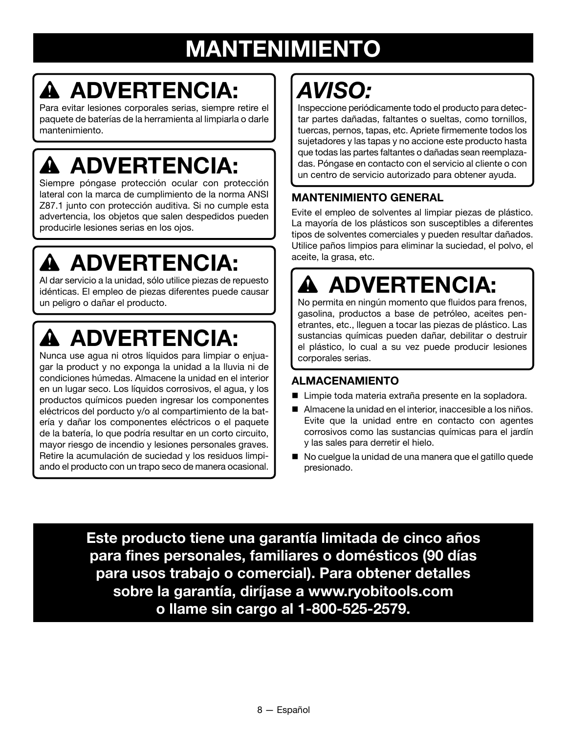# MANTENIMIENTO

## ⚠ ADVERTENCIA:

Para evitar lesiones corporales serias, siempre retire el paquete de baterías de la herramienta al limpiarla o darle mantenimiento.

## ⚠ ADVERTENCIA:

Siempre póngase protección ocular con protección lateral con la marca de cumplimiento de la norma ANSI Z87.1 junto con protección auditiva. Si no cumple esta advertencia, los objetos que salen despedidos pueden producirle lesiones serias en los ojos.

## ⚠ ADVERTENCIA:

Al dar servicio a la unidad, sólo utilice piezas de repuesto idénticas. El empleo de piezas diferentes puede causar un peligro o dañar el producto.

## ⚠ ADVERTENCIA:

Nunca use agua ni otros líquidos para limpiar o enjuagar la product y no exponga la unidad a la lluvia ni de condiciones húmedas. Almacene la unidad en el interior en un lugar seco. Los líquidos corrosivos, el agua, y los productos químicos pueden ingresar los componentes eléctricos del porducto y/o al compartimiento de la batería y dañar los componentes eléctricos o el paquete de la batería, lo que podría resultar en un corto circuito, mayor riesgo de incendio y lesiones personales graves. Retire la acumulación de suciedad y los residuos limpiando el producto con un trapo seco de manera ocasional.

## *AVISO:*

Inspeccione periódicamente todo el producto para detectar partes dañadas, faltantes o sueltas, como tornillos, tuercas, pernos, tapas, etc. Apriete firmemente todos los sujetadores y las tapas y no accione este producto hasta que todas las partes faltantes o dañadas sean reemplazadas. Póngase en contacto con el servicio al cliente o con un centro de servicio autorizado para obtener ayuda.

### MANTENIMIENTO GENERAL

Evite el empleo de solventes al limpiar piezas de plástico. La mayoría de los plásticos son susceptibles a diferentes tipos de solventes comerciales y pueden resultar dañados. Utilice paños limpios para eliminar la suciedad, el polvo, el aceite, la grasa, etc.

## ⚠ ADVERTENCIA:

No permita en ningún momento que fluidos para frenos, gasolina, productos a base de petróleo, aceites penetrantes, etc., lleguen a tocar las piezas de plástico. Las sustancias químicas pueden dañar, debilitar o destruir el plástico, lo cual a su vez puede producir lesiones corporales serias.

### ALMACENAMIENTO

- Limpie toda materia extraña presente en la sopladora.
- Almacene la unidad en el interior, inaccesible a los niños. Evite que la unidad entre en contacto con agentes corrosivos como las sustancias químicas para el jardín y las sales para derretir el hielo.
- No cuelgue la unidad de una manera que el gatillo quede presionado.

**Este producto tiene una garantía limitada de cinco años para fines personales, familiares o domésticos (90 días para usos trabajo o comercial). Para obtener detalles sobre la garantía, diríjase a www.ryobitools.com o llame sin cargo al 1-800-525-2579.**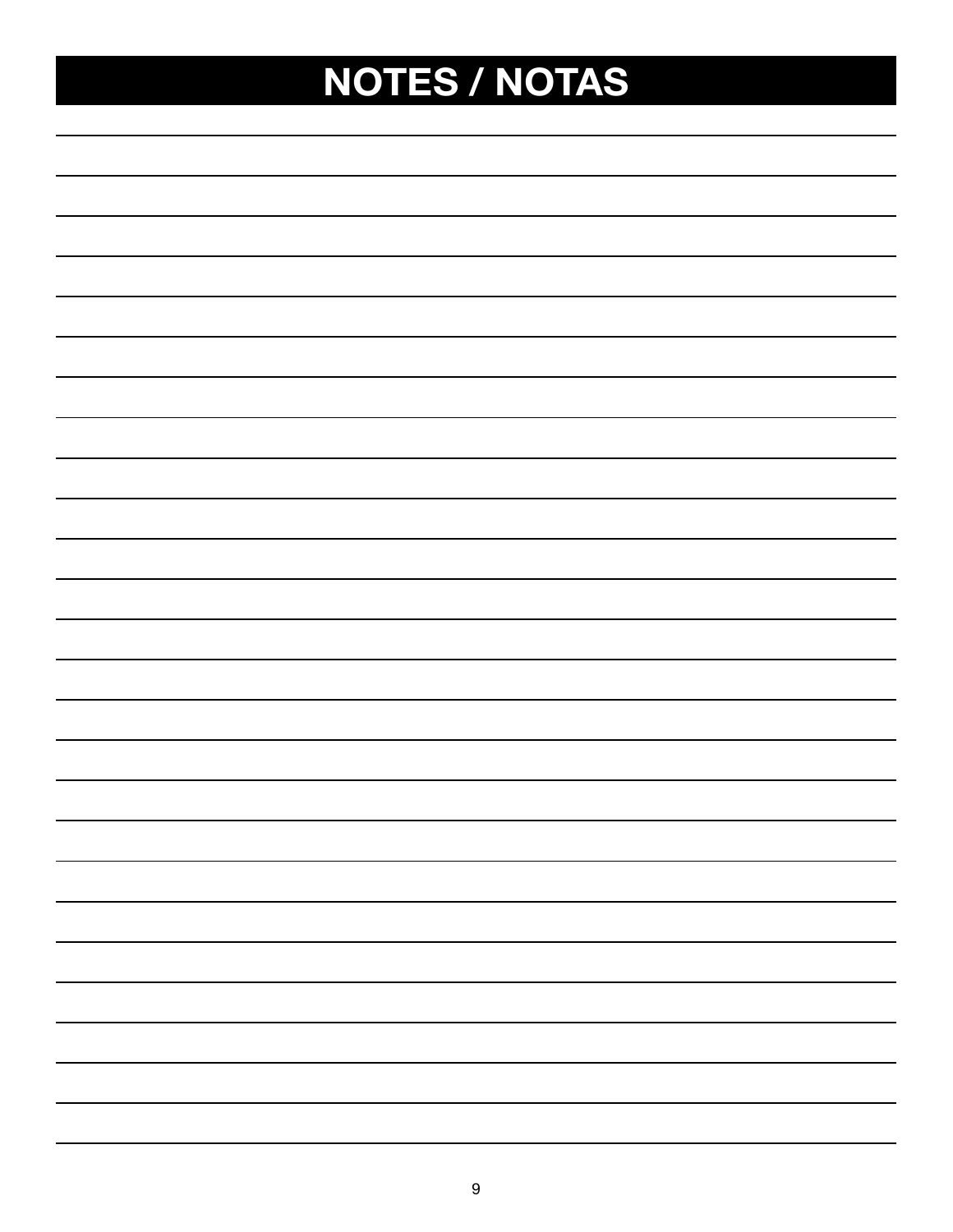# NOTES / NOTAS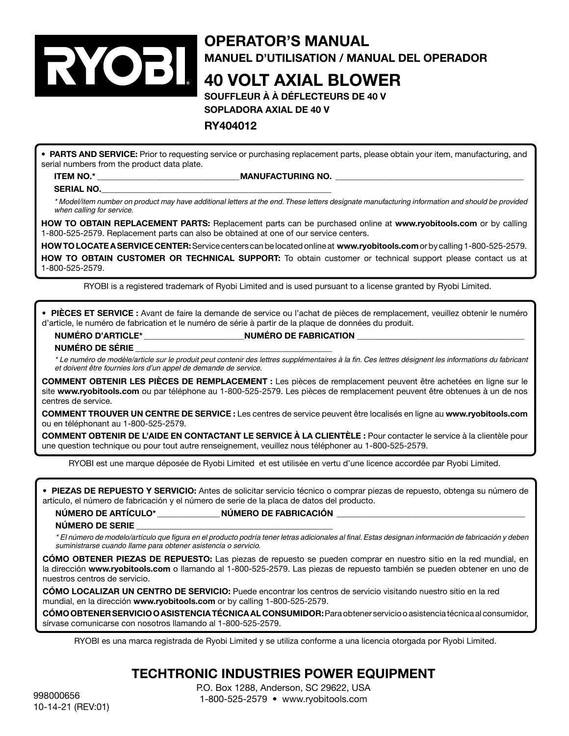RYOBI®

# OPERATOR'S MANUAL

**MANUEL D'UTILISATION / MANUAL DEL OPERADOR**

# 40 VOLT AXIAL BLOWER

**SOUFFLEUR À À DÉFLECTEURS DE 40 V**

**SOPLADORA AXIAL DE 40 V**

**RY404012**

- **PARTS AND SERVICE:** Prior to requesting service or purchasing replacement parts, please obtain your item, manufacturing, and serial numbers from the product data plate.

**ITEM NO.*** _______________ **MANUFACTURING NO.** _______________

**SERIAL NO.** _______________

*\* Model/item number on product may have additional letters at the end. These letters designate manufacturing information and should be provided when calling for service.*

**HOW TO OBTAIN REPLACEMENT PARTS:** Replacement parts can be purchased online at **www.ryobitools.com** or by calling 1-800-525-2579. Replacement parts can also be obtained at one of our service centers.

**HOW TO LOCATE A SERVICE CENTER:** Service centers can be located online at **www.ryobitools.com** or by calling 1-800-525-2579.

**HOW TO OBTAIN CUSTOMER OR TECHNICAL SUPPORT:** To obtain customer or technical support please contact us at 1-800-525-2579.

RYOBI is a registered trademark of Ryobi Limited and is used pursuant to a license granted by Ryobi Limited.

- **PIÈCES ET SERVICE :** Avant de faire la demande de service ou l'achat de pièces de remplacement, veuillez obtenir le numéro d'article, le numéro de fabrication et le numéro de série à partir de la plaque de données du produit.

**NUMÉRO D'ARTICLE*** _______________ **NUMÉRO DE FABRICATION** _______________

**NUMÉRO DE SÉRIE** _______________

*\* Le numéro de modèle/article sur le produit peut contenir des lettres supplémentaires à la fin. Ces lettres désignent les informations du fabricant et doivent être fournies lors d'un appel de demande de service.*

**COMMENT OBTENIR LES PIÈCES DE REMPLACEMENT :** Les pièces de remplacement peuvent être achetées en ligne sur le site **www.ryobitools.com** ou par téléphone au 1-800-525-2579. Les pièces de remplacement peuvent être obtenues à un de nos centres de service.

**COMMENT TROUVER UN CENTRE DE SERVICE :** Les centres de service peuvent être localisés en ligne au **www.ryobitools.com** ou en téléphonant au 1-800-525-2579.

**COMMENT OBTENIR DE L'AIDE EN CONTACTANT LE SERVICE À LA CLIENTÈLE :** Pour contacter le service à la clientèle pour une question technique ou pour tout autre renseignement, veuillez nous téléphoner au 1-800-525-2579.

RYOBI est une marque déposée de Ryobi Limited et est utilisée en vertu d'une licence accordée par Ryobi Limited.

- **PIEZAS DE REPUESTO Y SERVICIO:** Antes de solicitar servicio técnico o comprar piezas de repuesto, obtenga su número de artículo, el número de fabricación y el número de serie de la placa de datos del producto.

**NÚMERO DE ARTÍCULO*** _______________ **NÚMERO DE FABRICACIÓN** _______________

**NÚMERO DE SERIE** _______________

*\* El número de modelo/artículo que figura en el producto podría tener letras adicionales al final. Estas designan información de fabricación y deben suministrarse cuando llame para obtener asistencia o servicio.*

**CÓMO OBTENER PIEZAS DE REPUESTO:** Las piezas de repuesto se pueden comprar en nuestro sitio en la red mundial, en la dirección **www.ryobitools.com** o llamando al 1-800-525-2579. Las piezas de repuesto también se pueden obtener en uno de nuestros centros de servicio.

**CÓMO LOCALIZAR UN CENTRO DE SERVICIO:** Puede encontrar los centros de servicio visitando nuestro sitio en la red mundial, en la dirección **www.ryobitools.com** or by calling 1-800-525-2579.

**CÓMO OBTENER SERVICIO O ASISTENCIA TÉCNICA AL CONSUMIDOR:** Para obtener servicio o asistencia técnica al consumidor, sírvase comunicarse con nosotros llamando al 1-800-525-2579.

RYOBI es una marca registrada de Ryobi Limited y se utiliza conforme a una licencia otorgada por Ryobi Limited.

## TECHTRONIC INDUSTRIES POWER EQUIPMENT

P.O. Box 1288, Anderson, SC 29622, USA

1-800-525-2579 • www.ryobitools.com

998000656

10-14-21 (REV:01)